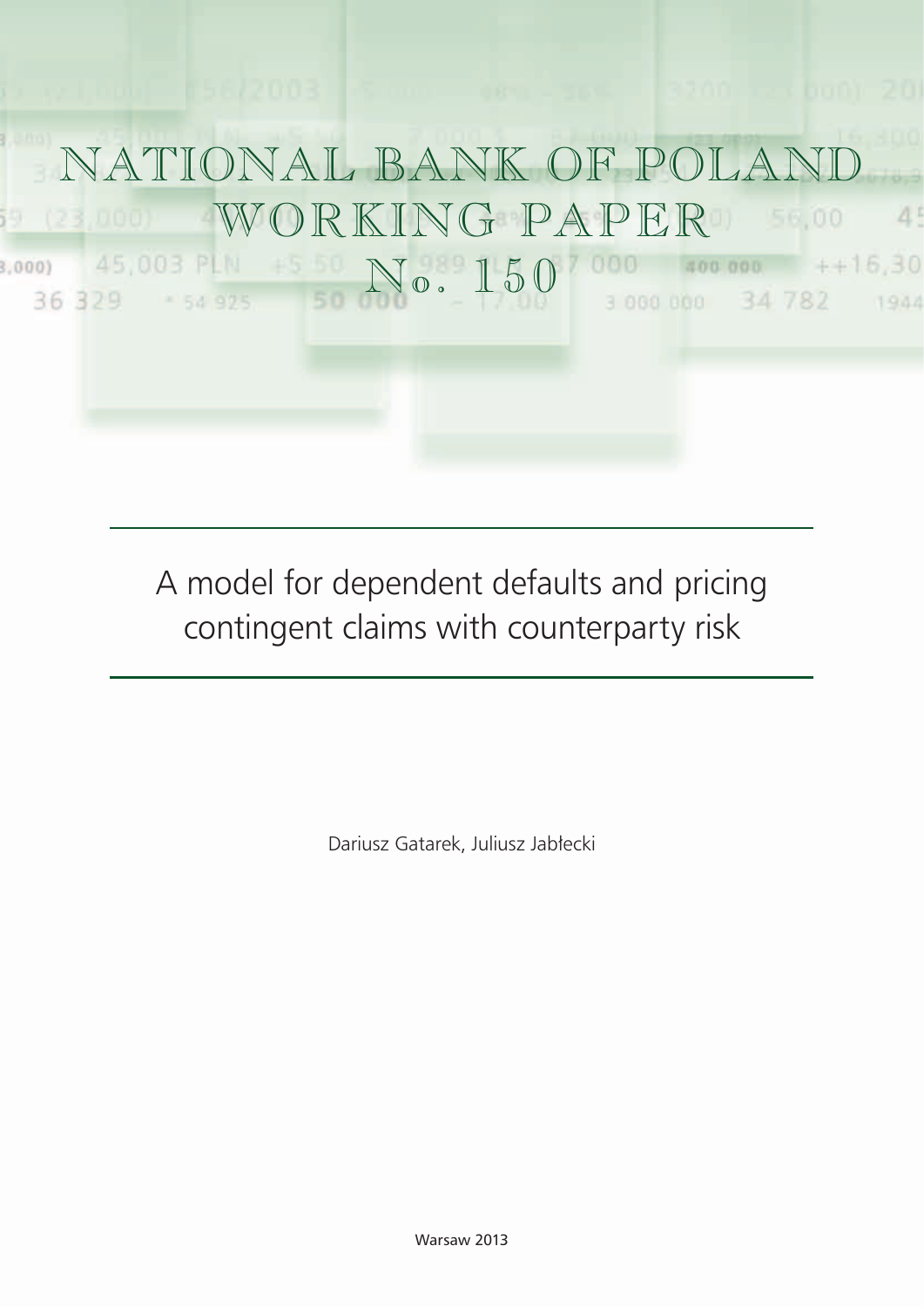# NATIONAL BANK OF POLAND WORKING PAPER No. 150

## A model for dependent defaults and pricing contingent claims with counterparty risk

Dariusz Gatarek, Juliusz Jabłecki

Warsaw 2013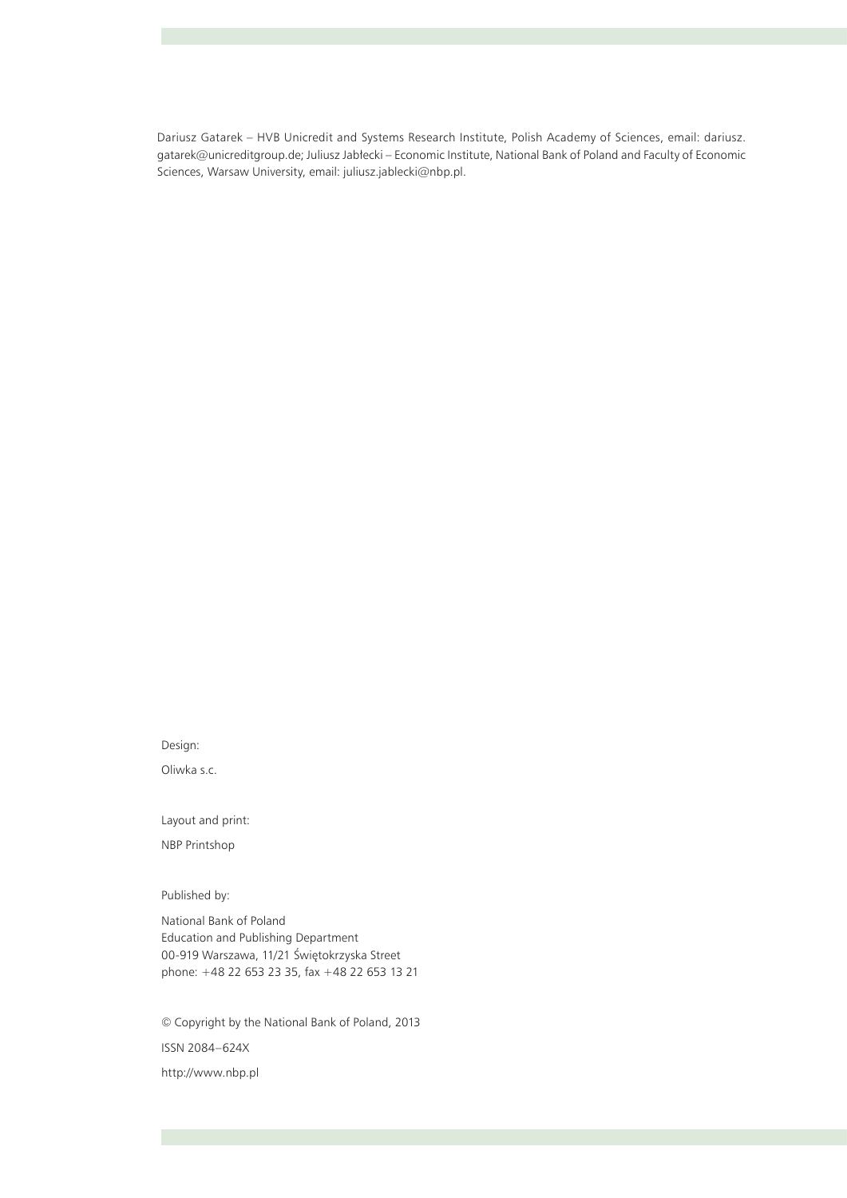Dariusz Gatarek – HVB Unicredit and Systems Research Institute, Polish Academy of Sciences, email: dariusz.gatarek@unicreditgroup.de; Juliusz Jabłecki – Economic Institute, National Bank of Poland and Faculty of Economic Sciences, Warsaw University, email: juliusz.jablecki@nbp.pl.

Design:

Oliwka s.c.

Layout and print:

NBP Printshop

Published by:

National Bank of Poland
Education and Publishing Department
00-919 Warszawa, 11/21 Świętokrzyska Street
phone: +48 22 653 23 35, fax +48 22 653 13 21

© Copyright by the National Bank of Poland, 2013

ISSN 2084–624X

http://www.nbp.pl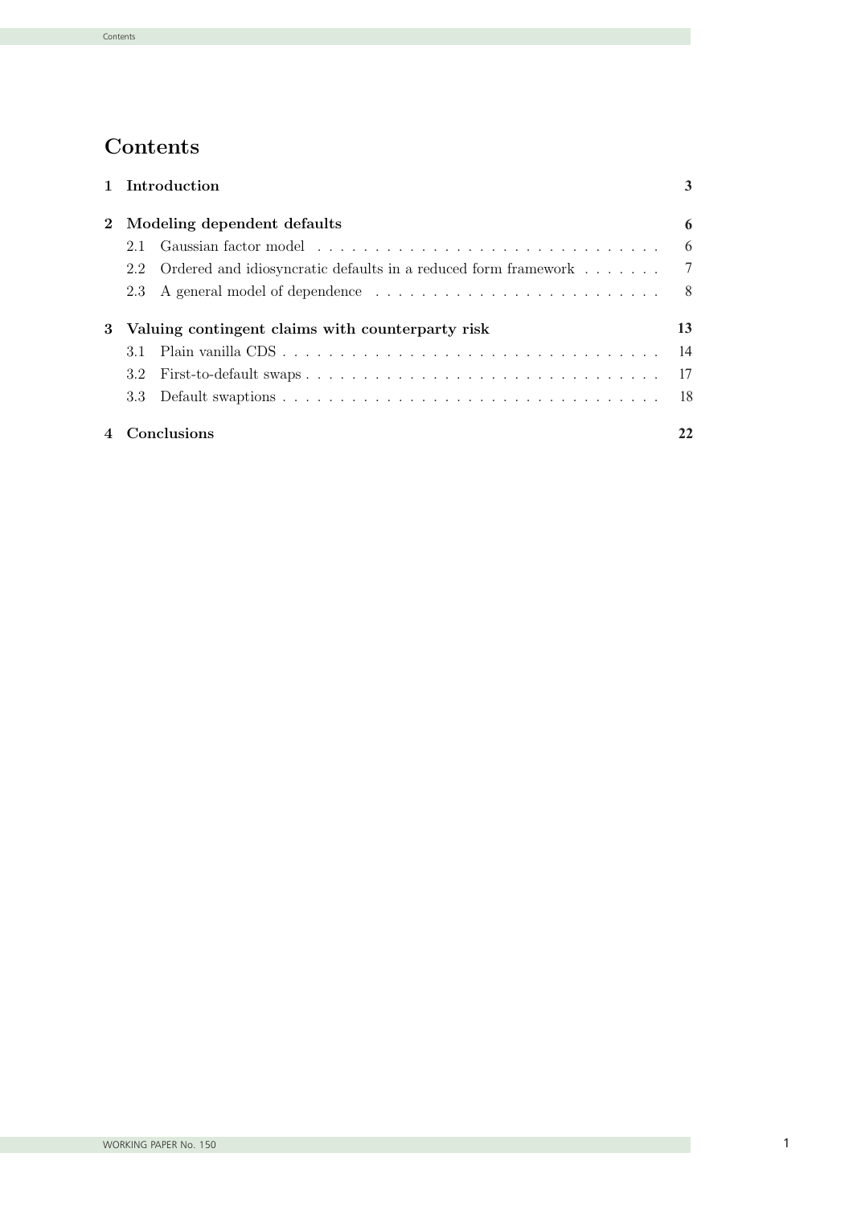# Contents

**1 Introduction** **3**

**2 Modeling dependent defaults** **6**

- 2.1 Gaussian factor model . . . . . . . . . . . . . . . . . . . . . . . . . . . . . . 6
- 2.2 Ordered and idiosyncratic defaults in a reduced form framework . . . . . . . 7
- 2.3 A general model of dependence . . . . . . . . . . . . . . . . . . . . . . . . . 8

**3 Valuing contingent claims with counterparty risk** **13**

- 3.1 Plain vanilla CDS . . . . . . . . . . . . . . . . . . . . . . . . . . . . . . . . . 14
- 3.2 First-to-default swaps . . . . . . . . . . . . . . . . . . . . . . . . . . . . . . . 17
- 3.3 Default swaptions . . . . . . . . . . . . . . . . . . . . . . . . . . . . . . . . . 18

**4 Conclusions** **22**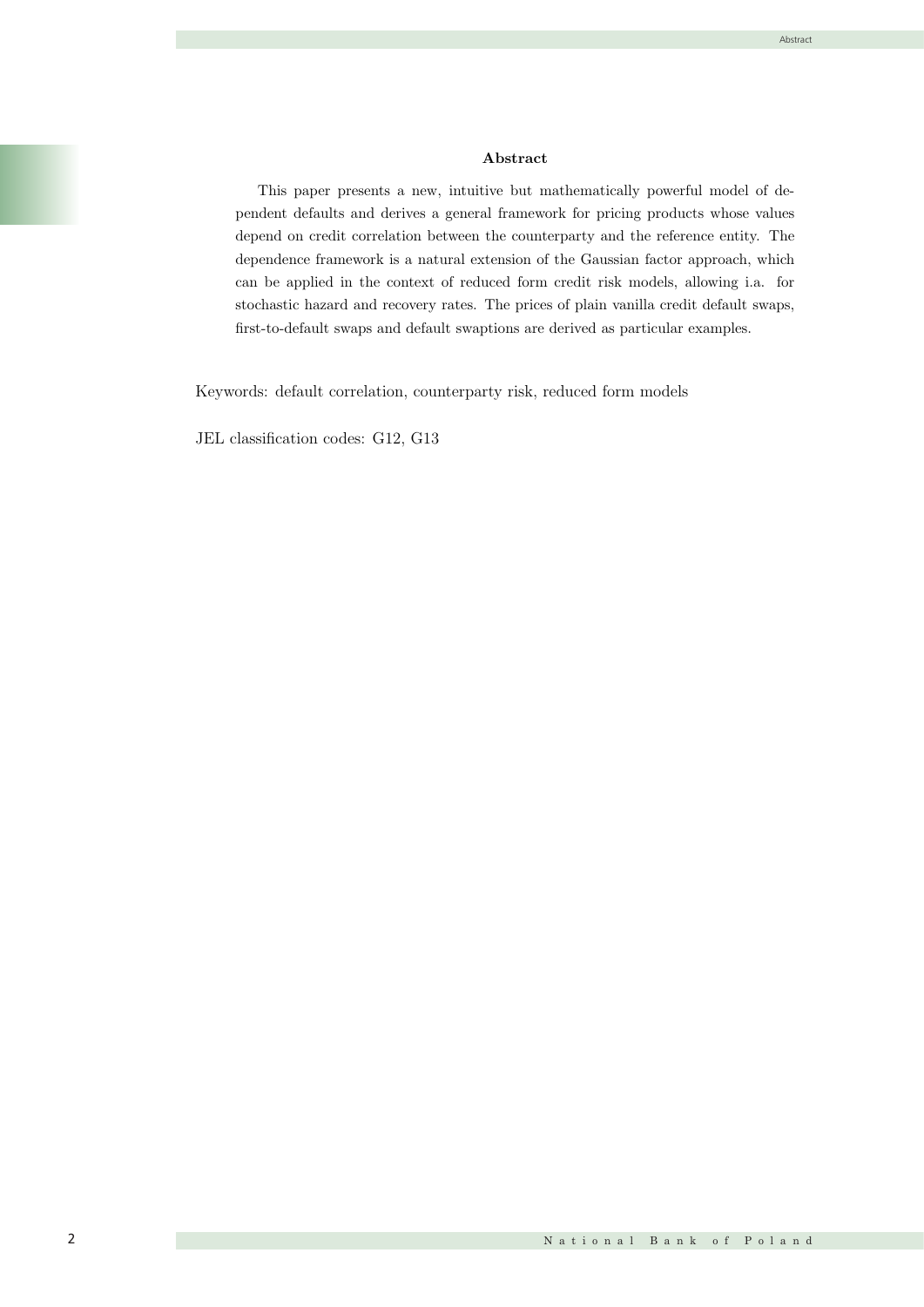## Abstract

This paper presents a new, intuitive but mathematically powerful model of dependent defaults and derives a general framework for pricing products whose values depend on credit correlation between the counterparty and the reference entity. The dependence framework is a natural extension of the Gaussian factor approach, which can be applied in the context of reduced form credit risk models, allowing i.a. for stochastic hazard and recovery rates. The prices of plain vanilla credit default swaps, first-to-default swaps and default swaptions are derived as particular examples.

Keywords: default correlation, counterparty risk, reduced form models

JEL classification codes: G12, G13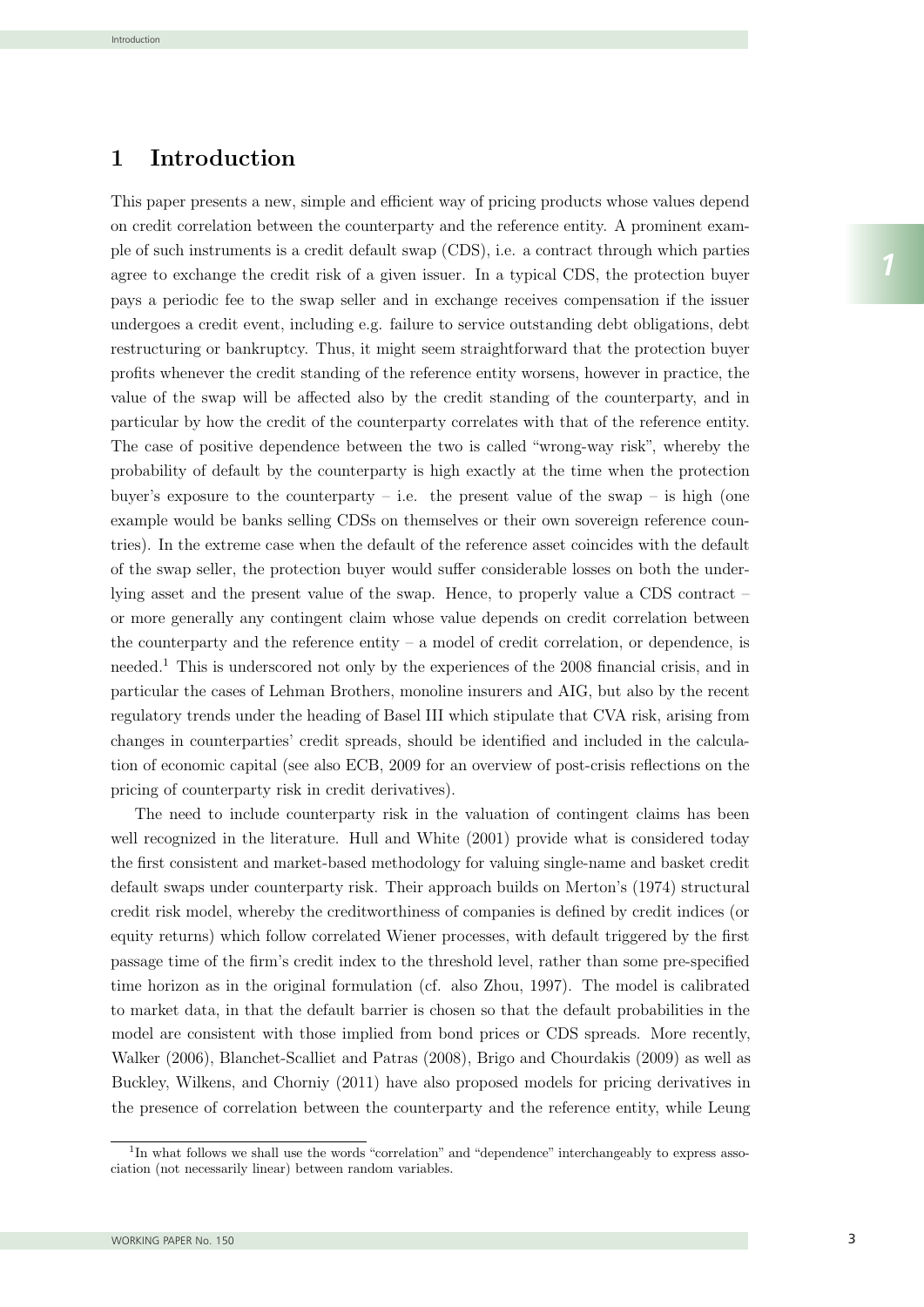# 1 Introduction

This paper presents a new, simple and efficient way of pricing products whose values depend on credit correlation between the counterparty and the reference entity. A prominent example of such instruments is a credit default swap (CDS), i.e. a contract through which parties agree to exchange the credit risk of a given issuer. In a typical CDS, the protection buyer pays a periodic fee to the swap seller and in exchange receives compensation if the issuer undergoes a credit event, including e.g. failure to service outstanding debt obligations, debt restructuring or bankruptcy. Thus, it might seem straightforward that the protection buyer profits whenever the credit standing of the reference entity worsens, however in practice, the value of the swap will be affected also by the credit standing of the counterparty, and in particular by how the credit of the counterparty correlates with that of the reference entity. The case of positive dependence between the two is called "wrong-way risk", whereby the probability of default by the counterparty is high exactly at the time when the protection buyer's exposure to the counterparty – i.e. the present value of the swap – is high (one example would be banks selling CDSs on themselves or their own sovereign reference countries). In the extreme case when the default of the reference asset coincides with the default of the swap seller, the protection buyer would suffer considerable losses on both the underlying asset and the present value of the swap. Hence, to properly value a CDS contract – or more generally any contingent claim whose value depends on credit correlation between the counterparty and the reference entity – a model of credit correlation, or dependence, is needed.[1] This is underscored not only by the experiences of the 2008 financial crisis, and in particular the cases of Lehman Brothers, monoline insurers and AIG, but also by the recent regulatory trends under the heading of Basel III which stipulate that CVA risk, arising from changes in counterparties' credit spreads, should be identified and included in the calculation of economic capital (see also ECB, 2009 for an overview of post-crisis reflections on the pricing of counterparty risk in credit derivatives).

The need to include counterparty risk in the valuation of contingent claims has been well recognized in the literature. Hull and White (2001) provide what is considered today the first consistent and market-based methodology for valuing single-name and basket credit default swaps under counterparty risk. Their approach builds on Merton's (1974) structural credit risk model, whereby the creditworthiness of companies is defined by credit indices (or equity returns) which follow correlated Wiener processes, with default triggered by the first passage time of the firm's credit index to the threshold level, rather than some pre-specified time horizon as in the original formulation (cf. also Zhou, 1997). The model is calibrated to market data, in that the default barrier is chosen so that the default probabilities in the model are consistent with those implied from bond prices or CDS spreads. More recently, Walker (2006), Blanchet-Scalliet and Patras (2008), Brigo and Chourdakis (2009) as well as Buckley, Wilkens, and Chorniy (2011) have also proposed models for pricing derivatives in the presence of correlation between the counterparty and the reference entity, while Leung

[1] In what follows we shall use the words "correlation" and "dependence" interchangeably to express association (not necessarily linear) between random variables.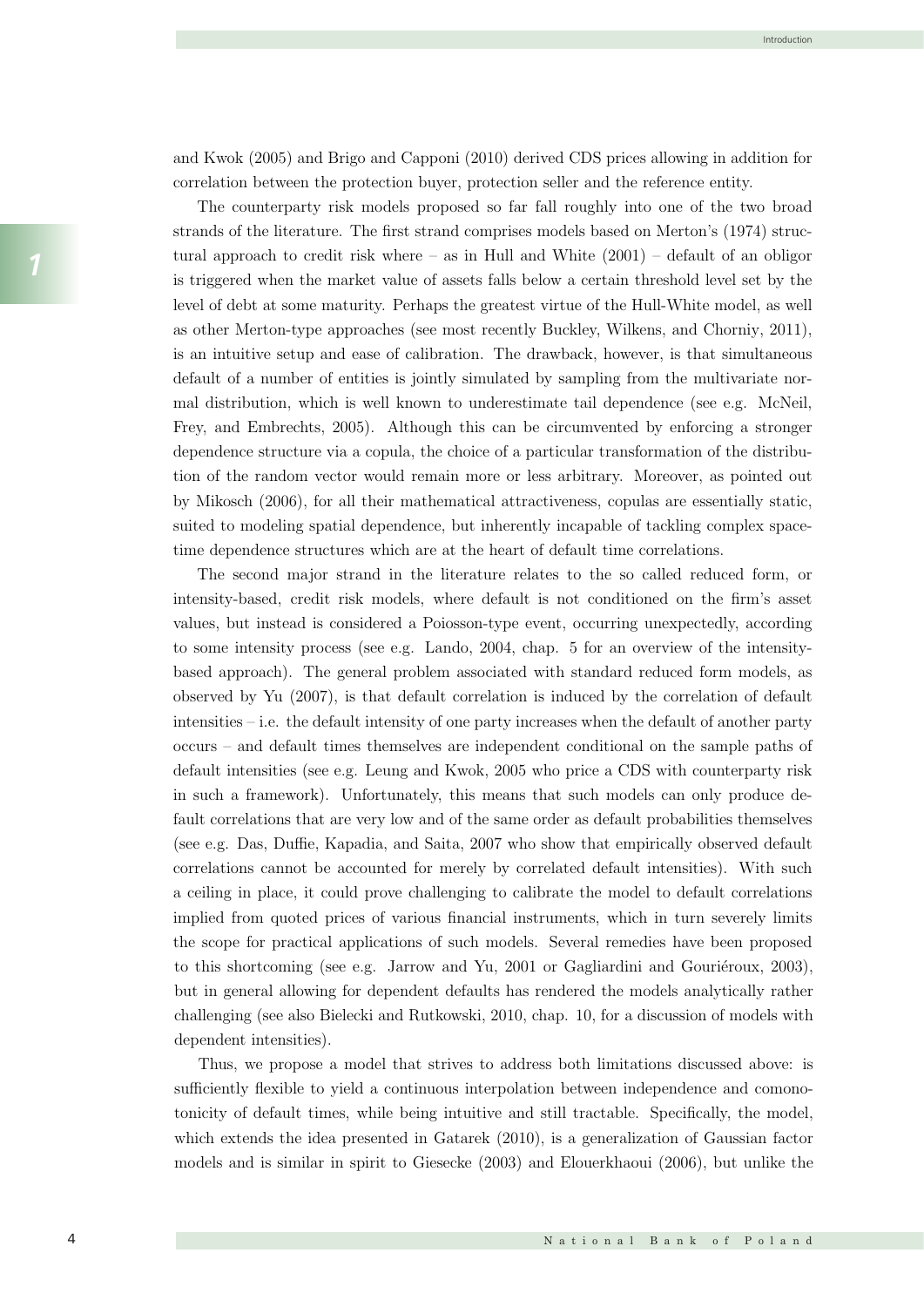and Kwok (2005) and Brigo and Capponi (2010) derived CDS prices allowing in addition for correlation between the protection buyer, protection seller and the reference entity.

The counterparty risk models proposed so far fall roughly into one of the two broad strands of the literature. The first strand comprises models based on Merton's (1974) structural approach to credit risk where – as in Hull and White (2001) – default of an obligor is triggered when the market value of assets falls below a certain threshold level set by the level of debt at some maturity. Perhaps the greatest virtue of the Hull-White model, as well as other Merton-type approaches (see most recently Buckley, Wilkens, and Chorniy, 2011), is an intuitive setup and ease of calibration. The drawback, however, is that simultaneous default of a number of entities is jointly simulated by sampling from the multivariate normal distribution, which is well known to underestimate tail dependence (see e.g. McNeil, Frey, and Embrechts, 2005). Although this can be circumvented by enforcing a stronger dependence structure via a copula, the choice of a particular transformation of the distribution of the random vector would remain more or less arbitrary. Moreover, as pointed out by Mikosch (2006), for all their mathematical attractiveness, copulas are essentially static, suited to modeling spatial dependence, but inherently incapable of tackling complex space-time dependence structures which are at the heart of default time correlations.

The second major strand in the literature relates to the so called reduced form, or intensity-based, credit risk models, where default is not conditioned on the firm's asset values, but instead is considered a Poiosson-type event, occurring unexpectedly, according to some intensity process (see e.g. Lando, 2004, chap. 5 for an overview of the intensity-based approach). The general problem associated with standard reduced form models, as observed by Yu (2007), is that default correlation is induced by the correlation of default intensities – i.e. the default intensity of one party increases when the default of another party occurs – and default times themselves are independent conditional on the sample paths of default intensities (see e.g. Leung and Kwok, 2005 who price a CDS with counterparty risk in such a framework). Unfortunately, this means that such models can only produce default correlations that are very low and of the same order as default probabilities themselves (see e.g. Das, Duffie, Kapadia, and Saita, 2007 who show that empirically observed default correlations cannot be accounted for merely by correlated default intensities). With such a ceiling in place, it could prove challenging to calibrate the model to default correlations implied from quoted prices of various financial instruments, which in turn severely limits the scope for practical applications of such models. Several remedies have been proposed to this shortcoming (see e.g. Jarrow and Yu, 2001 or Gagliardini and Gouriéroux, 2003), but in general allowing for dependent defaults has rendered the models analytically rather challenging (see also Bielecki and Rutkowski, 2010, chap. 10, for a discussion of models with dependent intensities).

Thus, we propose a model that strives to address both limitations discussed above: is sufficiently flexible to yield a continuous interpolation between independence and comonotonicity of default times, while being intuitive and still tractable. Specifically, the model, which extends the idea presented in Gatarek (2010), is a generalization of Gaussian factor models and is similar in spirit to Giesecke (2003) and Elouerkhaoui (2006), but unlike the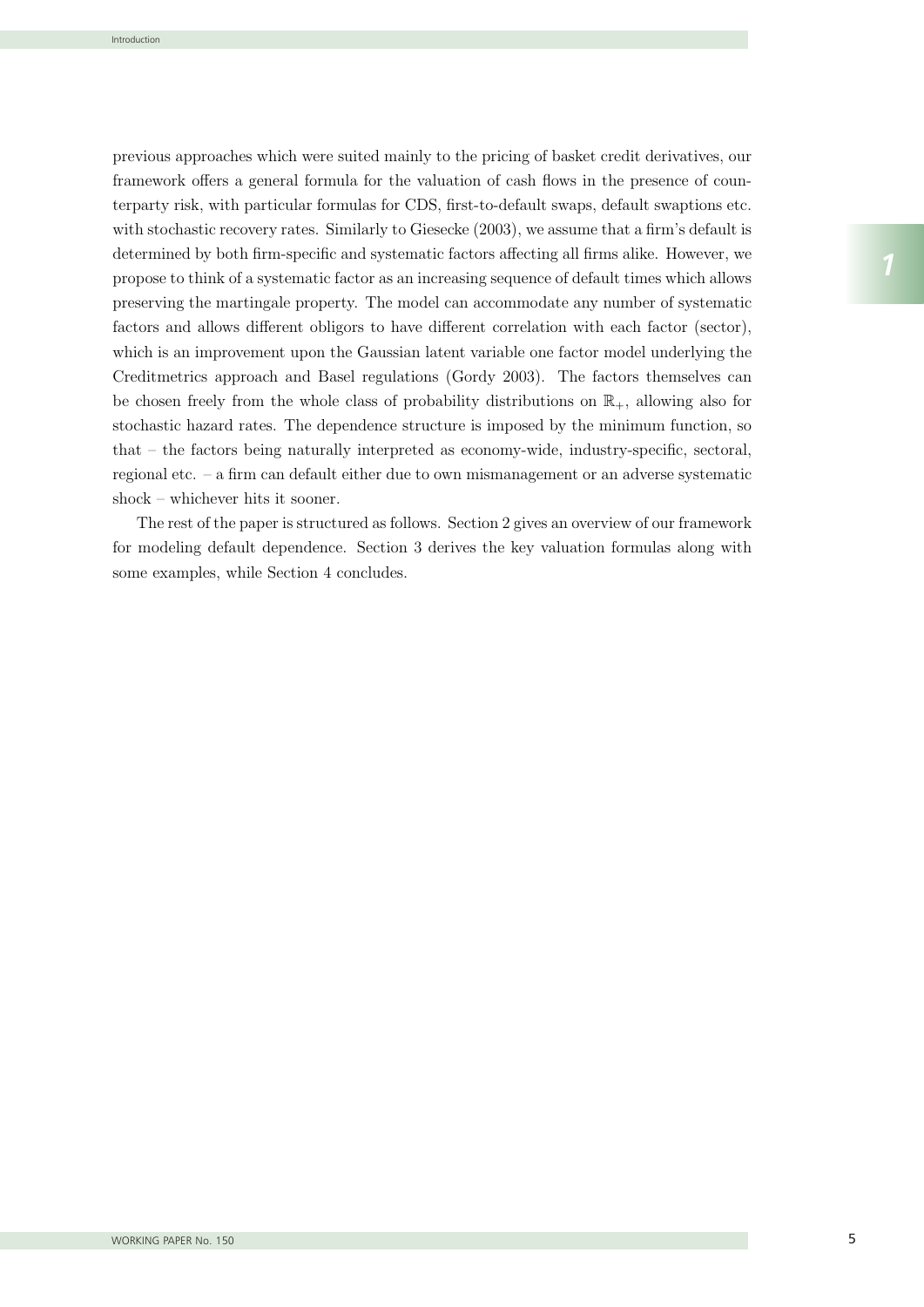previous approaches which were suited mainly to the pricing of basket credit derivatives, our framework offers a general formula for the valuation of cash flows in the presence of counterparty risk, with particular formulas for CDS, first-to-default swaps, default swaptions etc. with stochastic recovery rates. Similarly to Giesecke (2003), we assume that a firm's default is determined by both firm-specific and systematic factors affecting all firms alike. However, we propose to think of a systematic factor as an increasing sequence of default times which allows preserving the martingale property. The model can accommodate any number of systematic factors and allows different obligors to have different correlation with each factor (sector), which is an improvement upon the Gaussian latent variable one factor model underlying the Creditmetrics approach and Basel regulations (Gordy 2003). The factors themselves can be chosen freely from the whole class of probability distributions on $\mathbb{R}_+$, allowing also for stochastic hazard rates. The dependence structure is imposed by the minimum function, so that – the factors being naturally interpreted as economy-wide, industry-specific, sectoral, regional etc. – a firm can default either due to own mismanagement or an adverse systematic shock – whichever hits it sooner.

The rest of the paper is structured as follows. Section 2 gives an overview of our framework for modeling default dependence. Section 3 derives the key valuation formulas along with some examples, while Section 4 concludes.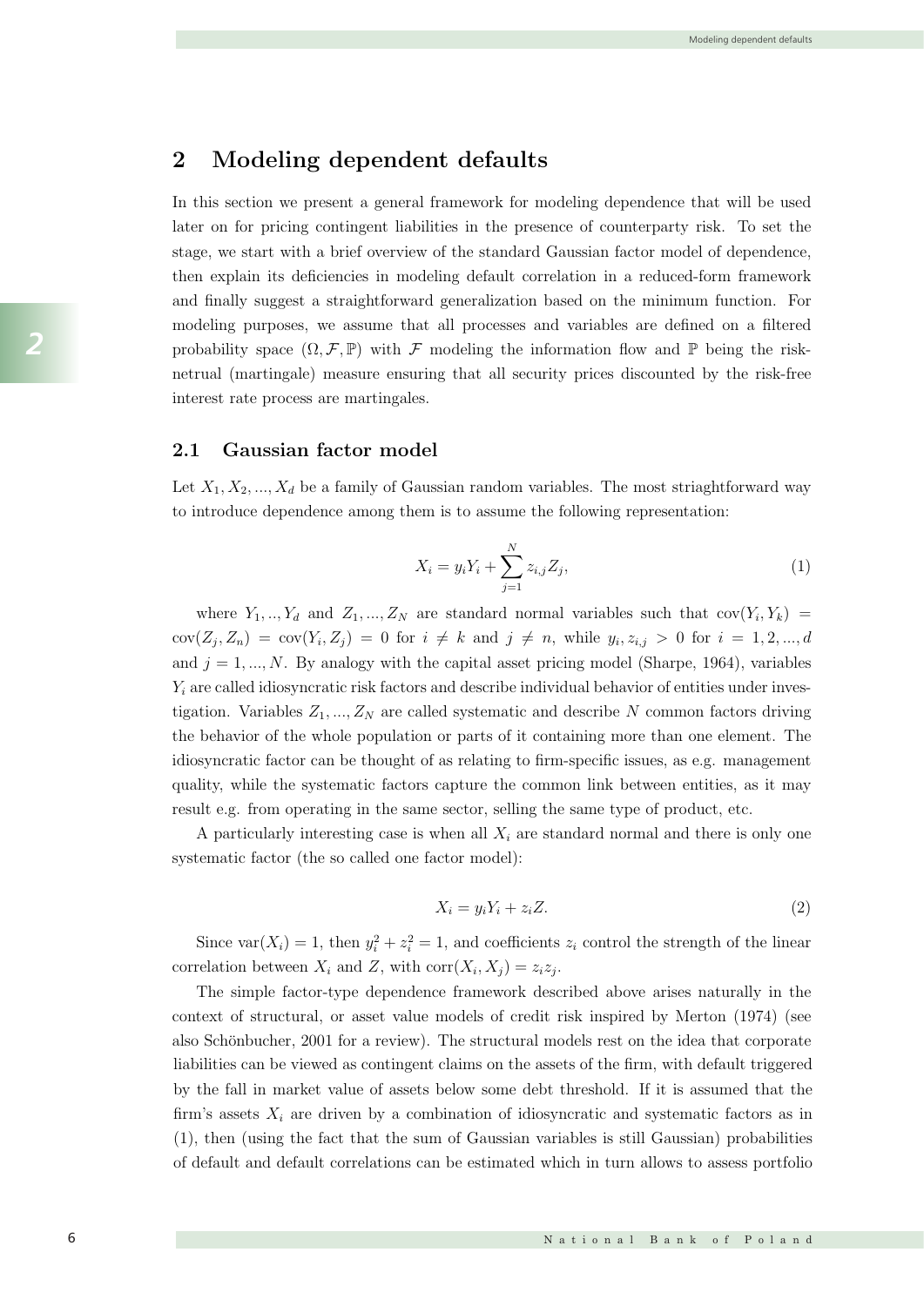## 2 Modeling dependent defaults

In this section we present a general framework for modeling dependence that will be used later on for pricing contingent liabilities in the presence of counterparty risk. To set the stage, we start with a brief overview of the standard Gaussian factor model of dependence, then explain its deficiencies in modeling default correlation in a reduced-form framework and finally suggest a straightforward generalization based on the minimum function. For modeling purposes, we assume that all processes and variables are defined on a filtered probability space $(\Omega, \mathcal{F}, \mathbb{P})$ with $\mathcal{F}$ modeling the information flow and $\mathbb{P}$ being the risk-netrual (martingale) measure ensuring that all security prices discounted by the risk-free interest rate process are martingales.

### 2.1 Gaussian factor model

Let $X_1, X_2, ..., X_d$ be a family of Gaussian random variables. The most striaghtforward way to introduce dependence among them is to assume the following representation:

$$X_i = y_i Y_i + \sum_{j=1}^{N} z_{i,j} Z_j, \tag{1}$$

where $Y_1, .., Y_d$ and $Z_1, ..., Z_N$ are standard normal variables such that $\text{cov}(Y_i, Y_k) = \text{cov}(Z_j, Z_n) = \text{cov}(Y_i, Z_j) = 0$ for $i \neq k$ and $j \neq n$, while $y_i, z_{i,j} > 0$ for $i = 1, 2, ..., d$ and $j = 1, ..., N$. By analogy with the capital asset pricing model (Sharpe, 1964), variables $Y_i$ are called idiosyncratic risk factors and describe individual behavior of entities under investigation. Variables $Z_1, ..., Z_N$ are called systematic and describe $N$ common factors driving the behavior of the whole population or parts of it containing more than one element. The idiosyncratic factor can be thought of as relating to firm-specific issues, as e.g. management quality, while the systematic factors capture the common link between entities, as it may result e.g. from operating in the same sector, selling the same type of product, etc.

A particularly interesting case is when all $X_i$ are standard normal and there is only one systematic factor (the so called one factor model):

$$X_i = y_i Y_i + z_i Z. \tag{2}$$

Since $\text{var}(X_i) = 1$, then $y_i^2 + z_i^2 = 1$, and coefficients $z_i$ control the strength of the linear correlation between $X_i$ and $Z$, with $\text{corr}(X_i, X_j) = z_i z_j$.

The simple factor-type dependence framework described above arises naturally in the context of structural, or asset value models of credit risk inspired by Merton (1974) (see also Schönbucher, 2001 for a review). The structural models rest on the idea that corporate liabilities can be viewed as contingent claims on the assets of the firm, with default triggered by the fall in market value of assets below some debt threshold. If it is assumed that the firm's assets $X_i$ are driven by a combination of idiosyncratic and systematic factors as in (1), then (using the fact that the sum of Gaussian variables is still Gaussian) probabilities of default and default correlations can be estimated which in turn allows to assess portfolio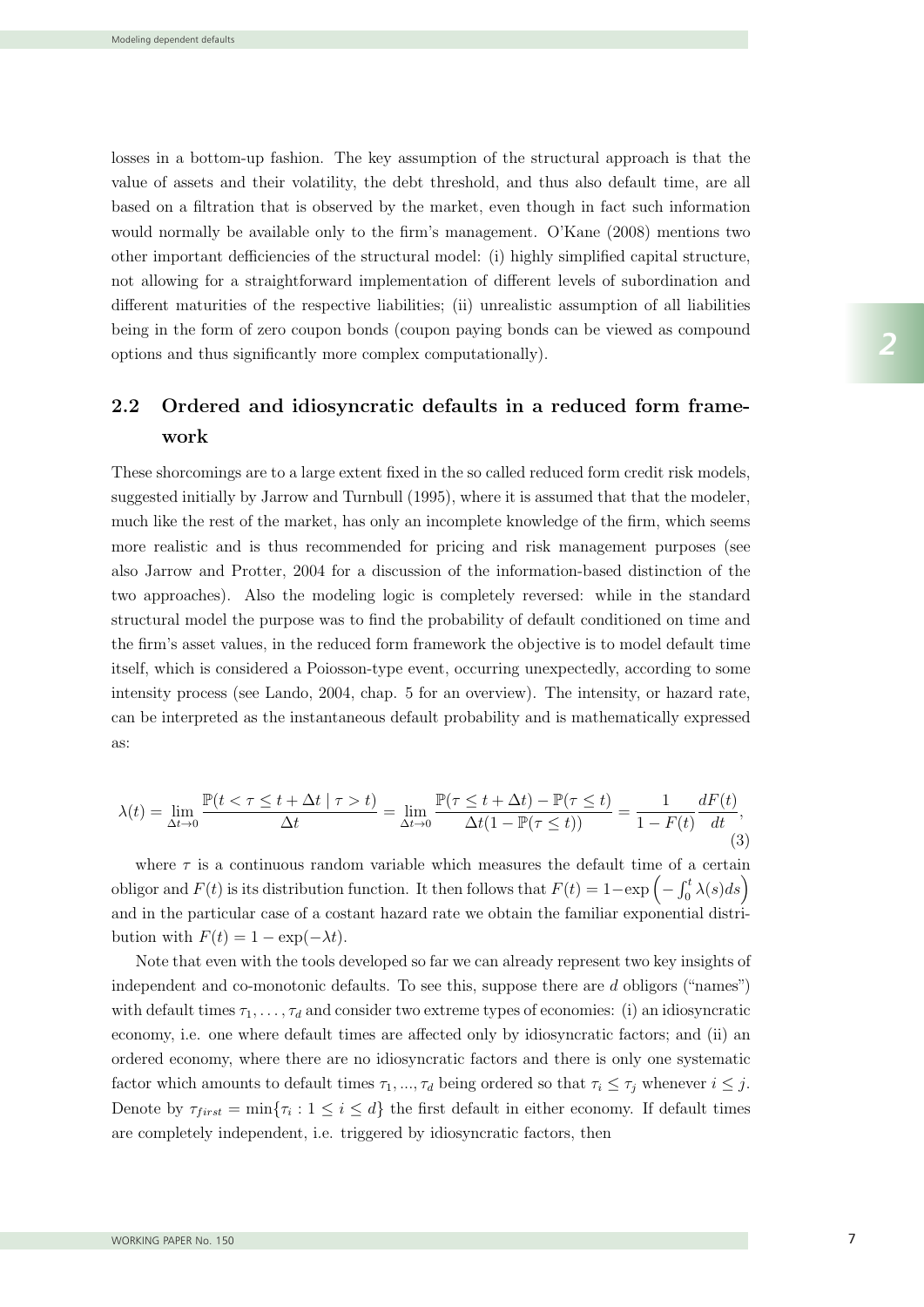losses in a bottom-up fashion. The key assumption of the structural approach is that the value of assets and their volatility, the debt threshold, and thus also default time, are all based on a filtration that is observed by the market, even though in fact such information would normally be available only to the firm's management. O'Kane (2008) mentions two other important defficiencies of the structural model: (i) highly simplified capital structure, not allowing for a straightforward implementation of different levels of subordination and different maturities of the respective liabilities; (ii) unrealistic assumption of all liabilities being in the form of zero coupon bonds (coupon paying bonds can be viewed as compound options and thus significantly more complex computationally).

## 2.2 Ordered and idiosyncratic defaults in a reduced form framework

These shorcomings are to a large extent fixed in the so called reduced form credit risk models, suggested initially by Jarrow and Turnbull (1995), where it is assumed that that the modeler, much like the rest of the market, has only an incomplete knowledge of the firm, which seems more realistic and is thus recommended for pricing and risk management purposes (see also Jarrow and Protter, 2004 for a discussion of the information-based distinction of the two approaches). Also the modeling logic is completely reversed: while in the standard structural model the purpose was to find the probability of default conditioned on time and the firm's asset values, in the reduced form framework the objective is to model default time itself, which is considered a Poiosson-type event, occurring unexpectedly, according to some intensity process (see Lando, 2004, chap. 5 for an overview). The intensity, or hazard rate, can be interpreted as the instantaneous default probability and is mathematically expressed as:

$$\lambda(t) = \lim_{\Delta t \to 0} \frac{\mathbb{P}(t < \tau \leq t + \Delta t \mid \tau > t)}{\Delta t} = \lim_{\Delta t \to 0} \frac{\mathbb{P}(\tau \leq t + \Delta t) - \mathbb{P}(\tau \leq t)}{\Delta t (1 - \mathbb{P}(\tau \leq t))} = \frac{1}{1 - F(t)} \frac{dF(t)}{dt}, \tag{3}$$

where $\tau$ is a continuous random variable which measures the default time of a certain obligor and $F(t)$ is its distribution function. It then follows that $F(t) = 1 - \exp\left(-\int_0^t \lambda(s) ds\right)$ and in the particular case of a costant hazard rate we obtain the familiar exponential distribution with $F(t) = 1 - \exp(-\lambda t)$.

Note that even with the tools developed so far we can already represent two key insights of independent and co-monotonic defaults. To see this, suppose there are $d$ obligors ("names") with default times $\tau_1, \ldots, \tau_d$ and consider two extreme types of economies: (i) an idiosyncratic economy, i.e. one where default times are affected only by idiosyncratic factors; and (ii) an ordered economy, where there are no idiosyncratic factors and there is only one systematic factor which amounts to default times $\tau_1, ..., \tau_d$ being ordered so that $\tau_i \leq \tau_j$ whenever $i \leq j$. Denote by $\tau_{first} = \min\{\tau_i : 1 \leq i \leq d\}$ the first default in either economy. If default times are completely independent, i.e. triggered by idiosyncratic factors, then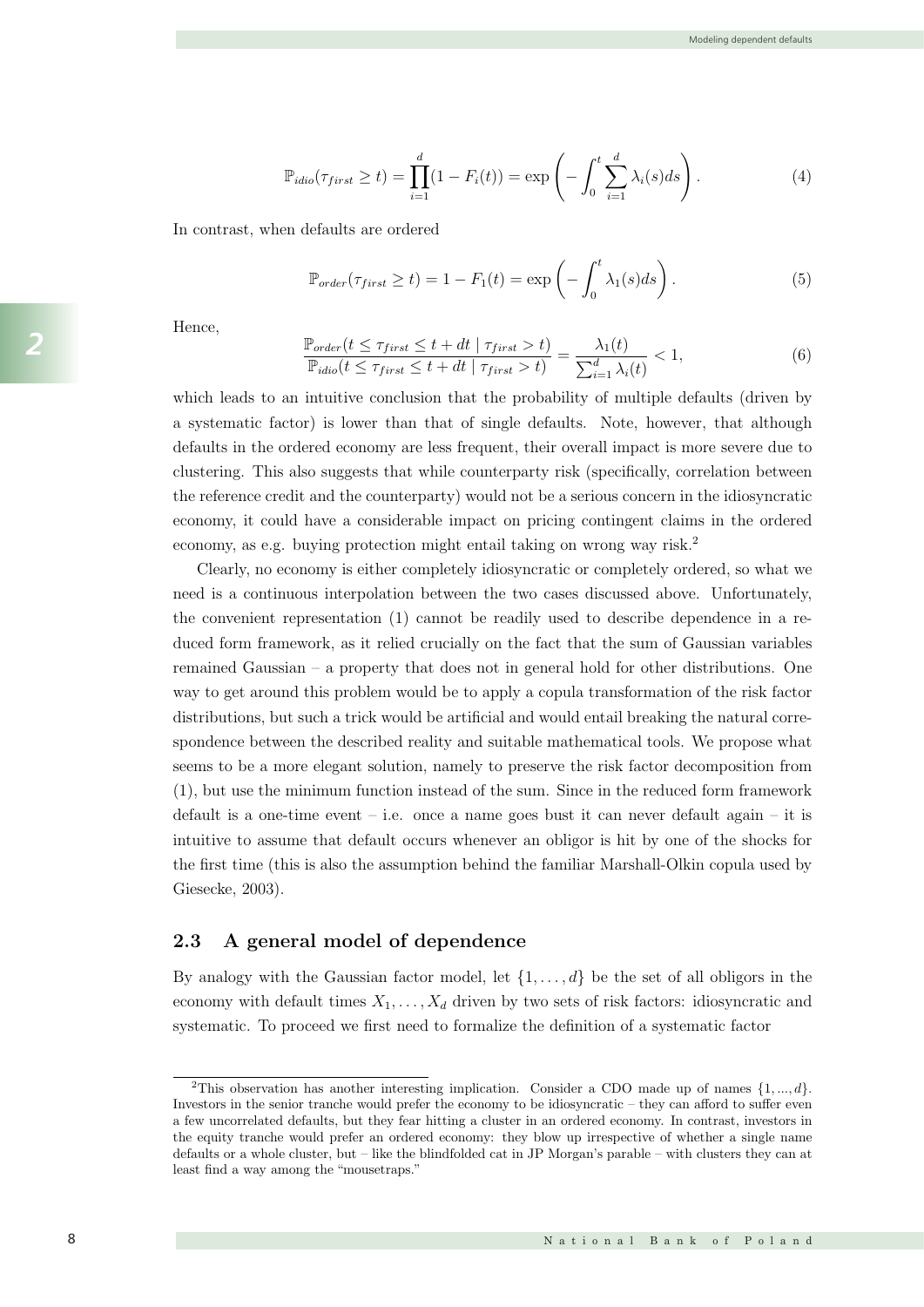$$\mathbb{P}_{idio}(\tau_{first} \geq t) = \prod_{i=1}^{d}(1 - F_i(t)) = \exp\left(-\int_0^t \sum_{i=1}^{d} \lambda_i(s)ds\right). \tag{4}$$

In contrast, when defaults are ordered

$$\mathbb{P}_{order}(\tau_{first} \geq t) = 1 - F_1(t) = \exp\left(-\int_0^t \lambda_1(s)ds\right). \tag{5}$$

Hence,

$$\frac{\mathbb{P}_{order}(t \leq \tau_{first} \leq t + dt \mid \tau_{first} > t)}{\mathbb{P}_{idio}(t \leq \tau_{first} \leq t + dt \mid \tau_{first} > t)} = \frac{\lambda_1(t)}{\sum_{i=1}^{d} \lambda_i(t)} < 1, \tag{6}$$

which leads to an intuitive conclusion that the probability of multiple defaults (driven by a systematic factor) is lower than that of single defaults. Note, however, that although defaults in the ordered economy are less frequent, their overall impact is more severe due to clustering. This also suggests that while counterparty risk (specifically, correlation between the reference credit and the counterparty) would not be a serious concern in the idiosyncratic economy, it could have a considerable impact on pricing contingent claims in the ordered economy, as e.g. buying protection might entail taking on wrong way risk.[2]

Clearly, no economy is either completely idiosyncratic or completely ordered, so what we need is a continuous interpolation between the two cases discussed above. Unfortunately, the convenient representation (1) cannot be readily used to describe dependence in a reduced form framework, as it relied crucially on the fact that the sum of Gaussian variables remained Gaussian – a property that does not in general hold for other distributions. One way to get around this problem would be to apply a copula transformation of the risk factor distributions, but such a trick would be artificial and would entail breaking the natural correspondence between the described reality and suitable mathematical tools. We propose what seems to be a more elegant solution, namely to preserve the risk factor decomposition from (1), but use the minimum function instead of the sum. Since in the reduced form framework default is a one-time event – i.e. once a name goes bust it can never default again – it is intuitive to assume that default occurs whenever an obligor is hit by one of the shocks for the first time (this is also the assumption behind the familiar Marshall-Olkin copula used by Giesecke, 2003).

### 2.3 A general model of dependence

By analogy with the Gaussian factor model, let $\{1, \ldots, d\}$ be the set of all obligors in the economy with default times $X_1, \ldots, X_d$ driven by two sets of risk factors: idiosyncratic and systematic. To proceed we first need to formalize the definition of a systematic factor

[2] This observation has another interesting implication. Consider a CDO made up of names $\{1, ..., d\}$. Investors in the senior tranche would prefer the economy to be idiosyncratic – they can afford to suffer even a few uncorrelated defaults, but they fear hitting a cluster in an ordered economy. In contrast, investors in the equity tranche would prefer an ordered economy: they blow up irrespective of whether a single name defaults or a whole cluster, but – like the blindfolded cat in JP Morgan's parable – with clusters they can at least find a way among the "mousetraps."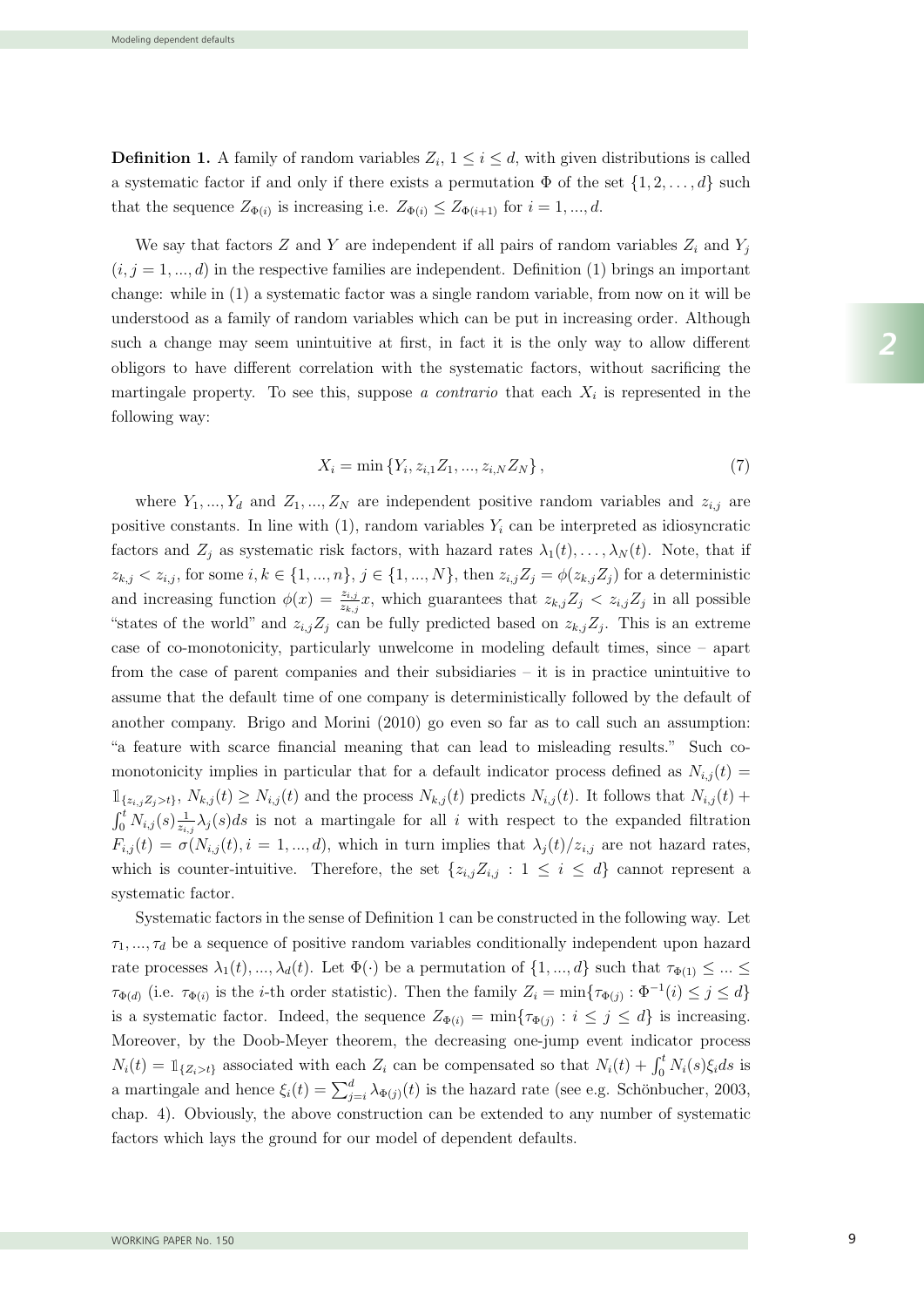**Definition 1.** A family of random variables $Z_i$, $1 \le i \le d$, with given distributions is called a systematic factor if and only if there exists a permutation $\Phi$ of the set $\{1, 2, \ldots, d\}$ such that the sequence $Z_{\Phi(i)}$ is increasing i.e. $Z_{\Phi(i)} \le Z_{\Phi(i+1)}$ for $i = 1, ..., d$.

We say that factors $Z$ and $Y$ are independent if all pairs of random variables $Z_i$ and $Y_j$ $(i, j = 1, ..., d)$ in the respective families are independent. Definition (1) brings an important change: while in (1) a systematic factor was a single random variable, from now on it will be understood as a family of random variables which can be put in increasing order. Although such a change may seem unintuitive at first, in fact it is the only way to allow different obligors to have different correlation with the systematic factors, without sacrificing the martingale property. To see this, suppose *a contrario* that each $X_i$ is represented in the following way:

$$X_i = \min \{Y_i, z_{i,1}Z_1, ..., z_{i,N}Z_N\}, \tag{7}$$

where $Y_1, ..., Y_d$ and $Z_1, ..., Z_N$ are independent positive random variables and $z_{i,j}$ are positive constants. In line with (1), random variables $Y_i$ can be interpreted as idiosyncratic factors and $Z_j$ as systematic risk factors, with hazard rates $\lambda_1(t), \ldots, \lambda_N(t)$. Note, that if $z_{k,j} < z_{i,j}$, for some $i, k \in \{1, ..., n\}$, $j \in \{1, ..., N\}$, then $z_{i,j}Z_j = \phi(z_{k,j}Z_j)$ for a deterministic and increasing function $\phi(x) = \frac{z_{i,j}}{z_{k,j}}x$, which guarantees that $z_{k,j}Z_j < z_{i,j}Z_j$ in all possible "states of the world" and $z_{i,j}Z_j$ can be fully predicted based on $z_{k,j}Z_j$. This is an extreme case of co-monotonicity, particularly unwelcome in modeling default times, since – apart from the case of parent companies and their subsidiaries – it is in practice unintuitive to assume that the default time of one company is deterministically followed by the default of another company. Brigo and Morini (2010) go even so far as to call such an assumption: "a feature with scarce financial meaning that can lead to misleading results." Such co-monotonicity implies in particular that for a default indicator process defined as $N_{i,j}(t) = \mathbb{1}_{\{z_{i,j}Z_j > t\}}$, $N_{k,j}(t) \ge N_{i,j}(t)$ and the process $N_{k,j}(t)$ predicts $N_{i,j}(t)$. It follows that $N_{i,j}(t) + \int_0^t N_{i,j}(s)\frac{1}{z_{i,j}}\lambda_j(s)ds$ is not a martingale for all $i$ with respect to the expanded filtration $F_{i,j}(t) = \sigma(N_{i,j}(t), i = 1, ..., d)$, which in turn implies that $\lambda_j(t)/z_{i,j}$ are not hazard rates, which is counter-intuitive. Therefore, the set $\{z_{i,j}Z_{i,j} : 1 \le i \le d\}$ cannot represent a systematic factor.

Systematic factors in the sense of Definition 1 can be constructed in the following way. Let $\tau_1, ..., \tau_d$ be a sequence of positive random variables conditionally independent upon hazard rate processes $\lambda_1(t), ..., \lambda_d(t)$. Let $\Phi(\cdot)$ be a permutation of $\{1, ..., d\}$ such that $\tau_{\Phi(1)} \le ... \le \tau_{\Phi(d)}$ (i.e. $\tau_{\Phi(i)}$ is the $i$-th order statistic). Then the family $Z_i = \min\{\tau_{\Phi(j)} : \Phi^{-1}(i) \le j \le d\}$ is a systematic factor. Indeed, the sequence $Z_{\Phi(i)} = \min\{\tau_{\Phi(j)} : i \le j \le d\}$ is increasing. Moreover, by the Doob-Meyer theorem, the decreasing one-jump event indicator process $N_i(t) = \mathbb{1}_{\{Z_i > t\}}$ associated with each $Z_i$ can be compensated so that $N_i(t) + \int_0^t N_i(s)\xi_i ds$ is a martingale and hence $\xi_i(t) = \sum_{j=i}^{d} \lambda_{\Phi(j)}(t)$ is the hazard rate (see e.g. Schönbucher, 2003, chap. 4). Obviously, the above construction can be extended to any number of systematic factors which lays the ground for our model of dependent defaults.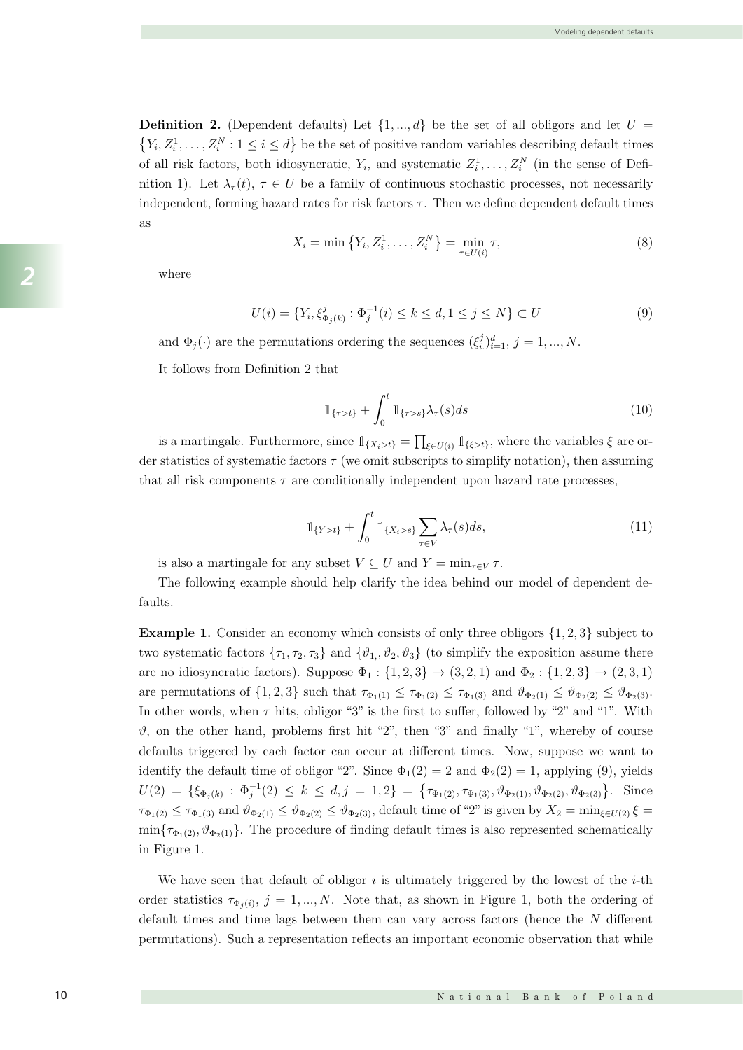**Definition 2.** (Dependent defaults) Let $\{1, ..., d\}$ be the set of all obligors and let $U = \{Y_i, Z_i^1, \ldots, Z_i^N : 1 \le i \le d\}$ be the set of positive random variables describing default times of all risk factors, both idiosyncratic, $Y_i$, and systematic $Z_i^1, \ldots, Z_i^N$ (in the sense of Definition 1). Let $\lambda_\tau(t)$, $\tau \in U$ be a family of continuous stochastic processes, not necessarily independent, forming hazard rates for risk factors $\tau$. Then we define dependent default times as

$$X_i = \min\left\{Y_i, Z_i^1, \ldots, Z_i^N\right\} = \min_{\tau \in U(i)} \tau, \tag{8}$$

where

$$U(i) = \{Y_i, \xi^j_{\Phi_j(k)} : \Phi_j^{-1}(i) \le k \le d, 1 \le j \le N\} \subset U \tag{9}$$

and $\Phi_j(\cdot)$ are the permutations ordering the sequences $(\xi^j_{i.})_{i=1}^d$, $j = 1, ..., N$.

It follows from Definition 2 that

$$\mathbb{1}_{\{\tau > t\}} + \int_0^t \mathbb{1}_{\{\tau > s\}} \lambda_\tau(s) ds \tag{10}$$

is a martingale. Furthermore, since $\mathbb{1}_{\{X_i > t\}} = \prod_{\xi \in U(i)} \mathbb{1}_{\{\xi > t\}}$, where the variables $\xi$ are order statistics of systematic factors $\tau$ (we omit subscripts to simplify notation), then assuming that all risk components $\tau$ are conditionally independent upon hazard rate processes,

$$\mathbb{1}_{\{Y > t\}} + \int_0^t \mathbb{1}_{\{X_i > s\}} \sum_{\tau \in V} \lambda_\tau(s) ds, \tag{11}$$

is also a martingale for any subset $V \subseteq U$ and $Y = \min_{\tau \in V} \tau$.

The following example should help clarify the idea behind our model of dependent defaults.

**Example 1.** Consider an economy which consists of only three obligors $\{1, 2, 3\}$ subject to two systematic factors $\{\tau_1, \tau_2, \tau_3\}$ and $\{\vartheta_1, \vartheta_2, \vartheta_3\}$ (to simplify the exposition assume there are no idiosyncratic factors). Suppose $\Phi_1 : \{1, 2, 3\} \to (3, 2, 1)$ and $\Phi_2 : \{1, 2, 3\} \to (2, 3, 1)$ are permutations of $\{1, 2, 3\}$ such that $\tau_{\Phi_1(1)} \le \tau_{\Phi_1(2)} \le \tau_{\Phi_1(3)}$ and $\vartheta_{\Phi_2(1)} \le \vartheta_{\Phi_2(2)} \le \vartheta_{\Phi_2(3)}$. In other words, when $\tau$ hits, obligor "3" is the first to suffer, followed by "2" and "1". With $\vartheta$, on the other hand, problems first hit "2", then "3" and finally "1", whereby of course defaults triggered by each factor can occur at different times. Now, suppose we want to identify the default time of obligor "2". Since $\Phi_1(2) = 2$ and $\Phi_2(2) = 1$, applying (9), yields $U(2) = \{\xi_{\Phi_j(k)} : \Phi_j^{-1}(2) \le k \le d, j = 1, 2\} = \{\tau_{\Phi_1(2)}, \tau_{\Phi_1(3)}, \vartheta_{\Phi_2(1)}, \vartheta_{\Phi_2(2)}, \vartheta_{\Phi_2(3)}\}$. Since $\tau_{\Phi_1(2)} \le \tau_{\Phi_1(3)}$ and $\vartheta_{\Phi_2(1)} \le \vartheta_{\Phi_2(2)} \le \vartheta_{\Phi_2(3)}$, default time of "2" is given by $X_2 = \min_{\xi \in U(2)} \xi = \min\{\tau_{\Phi_1(2)}, \vartheta_{\Phi_2(1)}\}$. The procedure of finding default times is also represented schematically in Figure 1.

We have seen that default of obligor $i$ is ultimately triggered by the lowest of the $i$-th order statistics $\tau_{\Phi_j(i)}$, $j = 1, ..., N$. Note that, as shown in Figure 1, both the ordering of default times and time lags between them can vary across factors (hence the $N$ different permutations). Such a representation reflects an important economic observation that while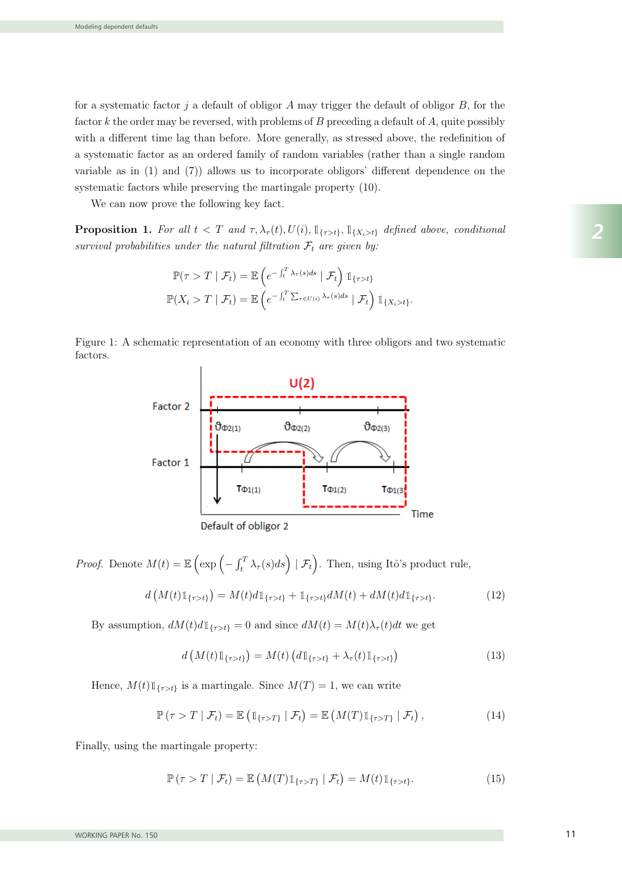for a systematic factor $j$ a default of obligor $A$ may trigger the default of obligor $B$, for the factor $k$ the order may be reversed, with problems of $B$ preceding a default of $A$, quite possibly with a different time lag than before. More generally, as stressed above, the redefinition of a systematic factor as an ordered family of random variables (rather than a single random variable as in (1) and (7)) allows us to incorporate obligors' different dependence on the systematic factors while preserving the martingale property (10).

We can now prove the following key fact.

**Proposition 1.** *For all $t < T$ and $\tau, \lambda_\tau(t), U(i), \mathbb{1}_{\{\tau>t\}}, \mathbb{1}_{\{X_i>t\}}$ defined above, conditional survival probabilities under the natural filtration $\mathcal{F}_t$ are given by:*

$$\mathbb{P}(\tau > T \mid \mathcal{F}_t) = \mathbb{E}\left(e^{-\int_t^T \lambda_\tau(s)ds} \mid \mathcal{F}_t\right) \mathbb{1}_{\{\tau>t\}}$$

$$\mathbb{P}(X_i > T \mid \mathcal{F}_t) = \mathbb{E}\left(e^{-\int_t^T \sum_{\tau\in U(i)} \lambda_\tau(s)ds} \mid \mathcal{F}_t\right) \mathbb{1}_{\{X_i>t\}}.$$

Figure 1: A schematic representation of an economy with three obligors and two systematic factors.

*Proof.* Denote $M(t) = \mathbb{E}\left(\exp\left(-\int_t^T \lambda_\tau(s)ds\right) \mid \mathcal{F}_t\right)$. Then, using Itô's product rule,

$$d\left(M(t)\mathbb{1}_{\{\tau>t\}}\right) = M(t)d\mathbb{1}_{\{\tau>t\}} + \mathbb{1}_{\{\tau>t\}}dM(t) + dM(t)d\mathbb{1}_{\{\tau>t\}}. \tag{12}$$

By assumption, $dM(t)d\mathbb{1}_{\{\tau>t\}} = 0$ and since $dM(t) = M(t)\lambda_\tau(t)dt$ we get

$$d\left(M(t)\mathbb{1}_{\{\tau>t\}}\right) = M(t)\left(d\mathbb{1}_{\{\tau>t\}} + \lambda_\tau(t)\mathbb{1}_{\{\tau>t\}}\right) \tag{13}$$

Hence, $M(t)\mathbb{1}_{\{\tau>t\}}$ is a martingale. Since $M(T) = 1$, we can write

$$\mathbb{P}\left(\tau > T \mid \mathcal{F}_t\right) = \mathbb{E}\left(\mathbb{1}_{\{\tau>T\}} \mid \mathcal{F}_t\right) = \mathbb{E}\left(M(T)\mathbb{1}_{\{\tau>T\}} \mid \mathcal{F}_t\right), \tag{14}$$

Finally, using the martingale property:

$$\mathbb{P}\left(\tau > T \mid \mathcal{F}_t\right) = \mathbb{E}\left(M(T)\mathbb{1}_{\{\tau>T\}} \mid \mathcal{F}_t\right) = M(t)\mathbb{1}_{\{\tau>t\}}. \tag{15}$$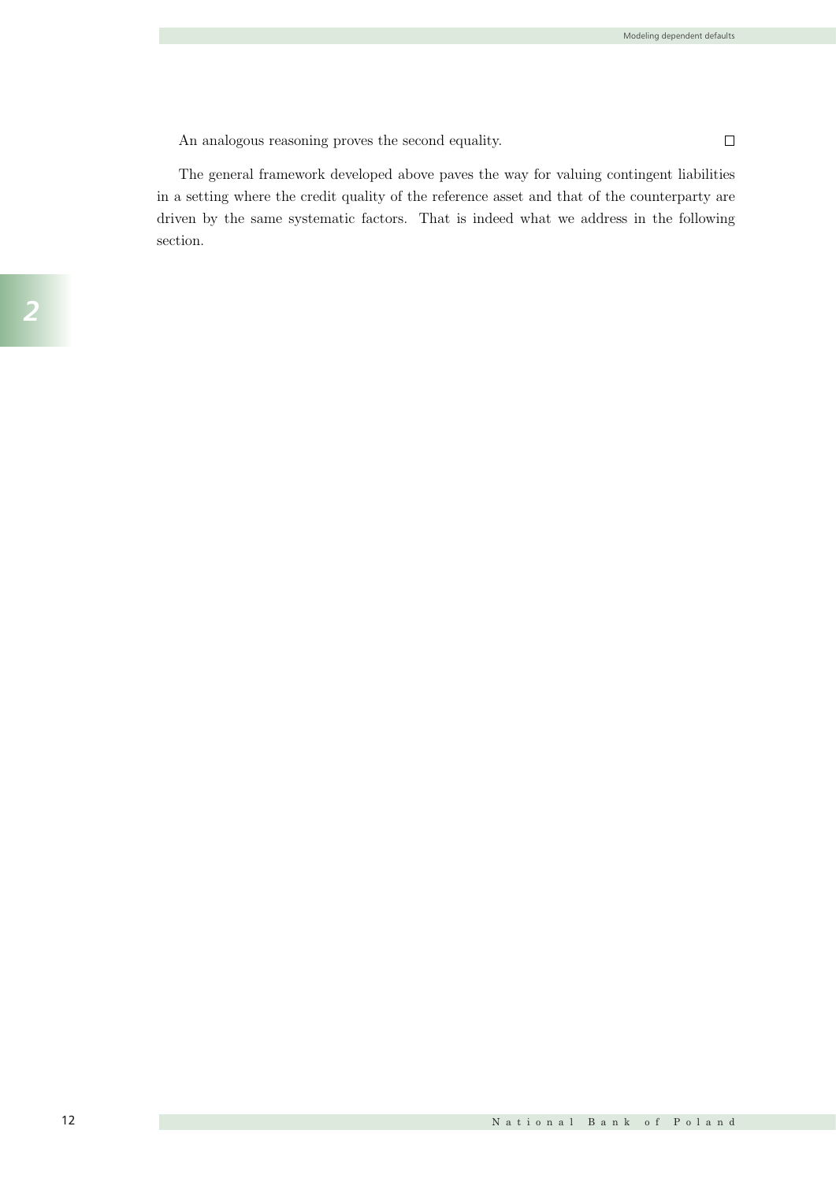An analogous reasoning proves the second equality. □

The general framework developed above paves the way for valuing contingent liabilities in a setting where the credit quality of the reference asset and that of the counterparty are driven by the same systematic factors. That is indeed what we address in the following section.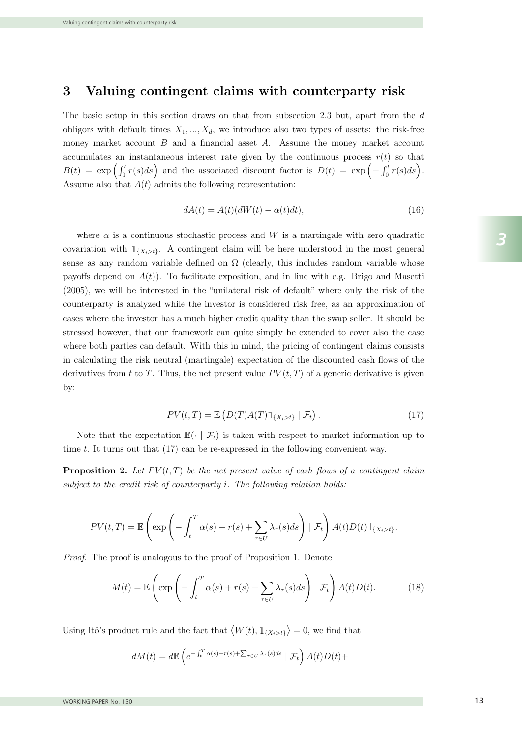## 3 Valuing contingent claims with counterparty risk

The basic setup in this section draws on that from subsection 2.3 but, apart from the $d$ obligors with default times $X_1, ..., X_d$, we introduce also two types of assets: the risk-free money market account $B$ and a financial asset $A$. Assume the money market account accumulates an instantaneous interest rate given by the continuous process $r(t)$ so that $B(t) = \exp\left(\int_0^t r(s)ds\right)$ and the associated discount factor is $D(t) = \exp\left(-\int_0^t r(s)ds\right)$. Assume also that $A(t)$ admits the following representation:

$$dA(t) = A(t)(dW(t) - \alpha(t)dt), \tag{16}$$

where $\alpha$ is a continuous stochastic process and $W$ is a martingale with zero quadratic covariation with $\mathbb{1}_{\{X_i>t\}}$. A contingent claim will be here understood in the most general sense as any random variable defined on $\Omega$ (clearly, this includes random variable whose payoffs depend on $A(t)$). To facilitate exposition, and in line with e.g. Brigo and Masetti (2005), we will be interested in the "unilateral risk of default" where only the risk of the counterparty is analyzed while the investor is considered risk free, as an approximation of cases where the investor has a much higher credit quality than the swap seller. It should be stressed however, that our framework can quite simply be extended to cover also the case where both parties can default. With this in mind, the pricing of contingent claims consists in calculating the risk neutral (martingale) expectation of the discounted cash flows of the derivatives from $t$ to $T$. Thus, the net present value $PV(t,T)$ of a generic derivative is given by:

$$PV(t,T) = \mathbb{E}\left(D(T)A(T)\mathbb{1}_{\{X_i>t\}} \mid \mathcal{F}_t\right). \tag{17}$$

Note that the expectation $\mathbb{E}(\cdot \mid \mathcal{F}_t)$ is taken with respect to market information up to time $t$. It turns out that (17) can be re-expressed in the following convenient way.

**Proposition 2.** *Let $PV(t,T)$ be the net present value of cash flows of a contingent claim subject to the credit risk of counterparty $i$. The following relation holds:*

$$PV(t,T) = \mathbb{E}\left(\exp\left(-\int_t^T \alpha(s) + r(s) + \sum_{\tau\in U}\lambda_\tau(s)ds\right) \mid \mathcal{F}_t\right) A(t)D(t)\mathbb{1}_{\{X_i>t\}}.$$

*Proof.* The proof is analogous to the proof of Proposition 1. Denote

$$M(t) = \mathbb{E}\left(\exp\left(-\int_t^T \alpha(s) + r(s) + \sum_{\tau\in U}\lambda_\tau(s)ds\right) \mid \mathcal{F}_t\right) A(t)D(t). \tag{18}$$

Using Itô's product rule and the fact that $\langle W(t), \mathbb{1}_{\{X_i>t\}}\rangle = 0$, we find that

$$dM(t) = d\mathbb{E}\left(e^{-\int_t^T \alpha(s)+r(s)+\sum_{\tau\in U}\lambda_\tau(s)ds} \mid \mathcal{F}_t\right) A(t)D(t) +$$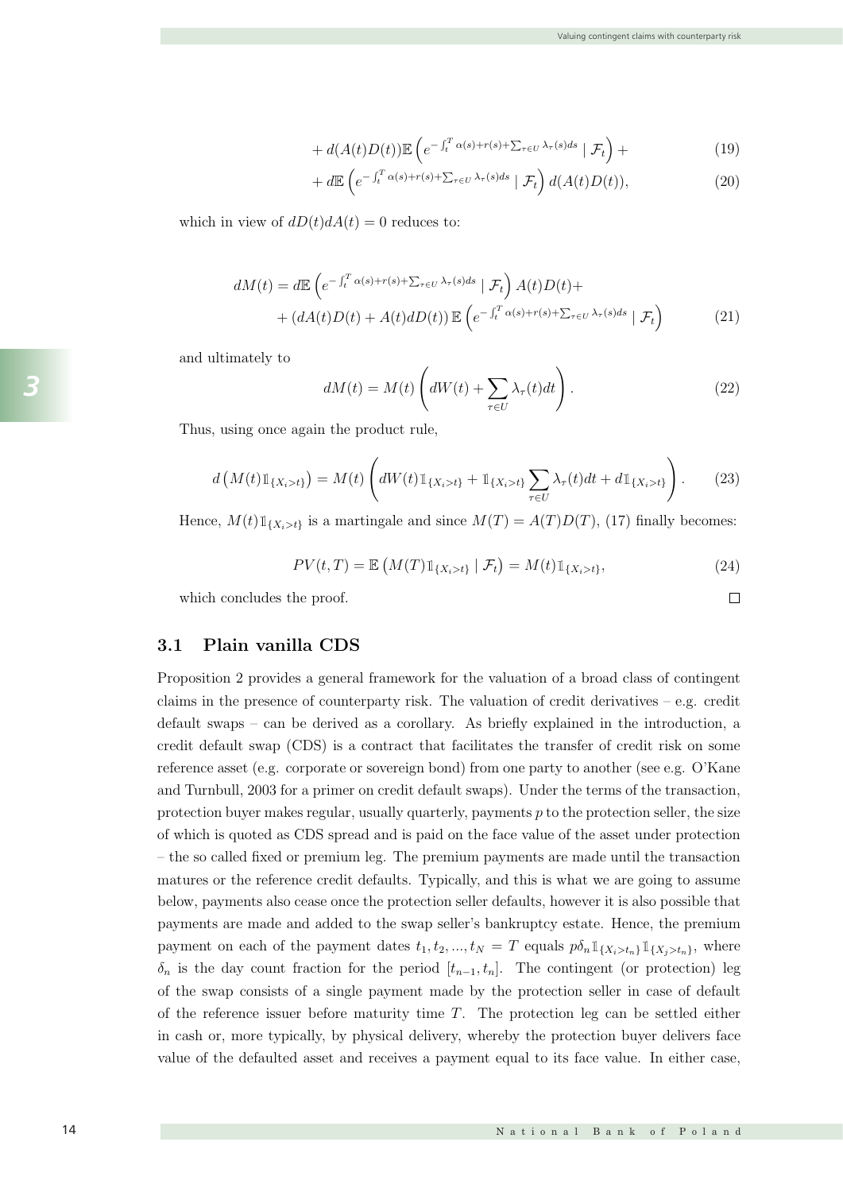$$+ d(A(t)D(t))\mathbb{E}\left(e^{-\int_t^T \alpha(s)+r(s)+\sum_{\tau\in U}\lambda_\tau(s)ds} \mid \mathcal{F}_t\right) + \tag{19}$$

$$+ d\mathbb{E}\left(e^{-\int_t^T \alpha(s)+r(s)+\sum_{\tau\in U}\lambda_\tau(s)ds} \mid \mathcal{F}_t\right) d(A(t)D(t)), \tag{20}$$

which in view of $dD(t)dA(t) = 0$ reduces to:

$$dM(t) = d\mathbb{E}\left(e^{-\int_t^T \alpha(s)+r(s)+\sum_{\tau\in U}\lambda_\tau(s)ds} \mid \mathcal{F}_t\right) A(t)D(t) +$$

$$+ \left(dA(t)D(t) + A(t)dD(t)\right)\mathbb{E}\left(e^{-\int_t^T \alpha(s)+r(s)+\sum_{\tau\in U}\lambda_\tau(s)ds} \mid \mathcal{F}_t\right) \tag{21}$$

and ultimately to

$$dM(t) = M(t)\left(dW(t) + \sum_{\tau\in U}\lambda_\tau(t)dt\right). \tag{22}$$

Thus, using once again the product rule,

$$d\left(M(t)\mathbb{1}_{\{X_i>t\}}\right) = M(t)\left(dW(t)\mathbb{1}_{\{X_i>t\}} + \mathbb{1}_{\{X_i>t\}}\sum_{\tau\in U}\lambda_\tau(t)dt + d\mathbb{1}_{\{X_i>t\}}\right). \tag{23}$$

Hence, $M(t)\mathbb{1}_{\{X_i>t\}}$ is a martingale and since $M(T) = A(T)D(T)$, (17) finally becomes:

$$PV(t,T) = \mathbb{E}\left(M(T)\mathbb{1}_{\{X_i>t\}} \mid \mathcal{F}_t\right) = M(t)\mathbb{1}_{\{X_i>t\}}, \tag{24}$$

which concludes the proof. □

## 3.1 Plain vanilla CDS

Proposition 2 provides a general framework for the valuation of a broad class of contingent claims in the presence of counterparty risk. The valuation of credit derivatives – e.g. credit default swaps – can be derived as a corollary. As briefly explained in the introduction, a credit default swap (CDS) is a contract that facilitates the transfer of credit risk on some reference asset (e.g. corporate or sovereign bond) from one party to another (see e.g. O'Kane and Turnbull, 2003 for a primer on credit default swaps). Under the terms of the transaction, protection buyer makes regular, usually quarterly, payments $p$ to the protection seller, the size of which is quoted as CDS spread and is paid on the face value of the asset under protection – the so called fixed or premium leg. The premium payments are made until the transaction matures or the reference credit defaults. Typically, and this is what we are going to assume below, payments also cease once the protection seller defaults, however it is also possible that payments are made and added to the swap seller's bankruptcy estate. Hence, the premium payment on each of the payment dates $t_1, t_2, ..., t_N = T$ equals $p\delta_n\mathbb{1}_{\{X_i>t_n\}}\mathbb{1}_{\{X_j>t_n\}}$, where $\delta_n$ is the day count fraction for the period $[t_{n-1}, t_n]$. The contingent (or protection) leg of the swap consists of a single payment made by the protection seller in case of default of the reference issuer before maturity time $T$. The protection leg can be settled either in cash or, more typically, by physical delivery, whereby the protection buyer delivers face value of the defaulted asset and receives a payment equal to its face value. In either case,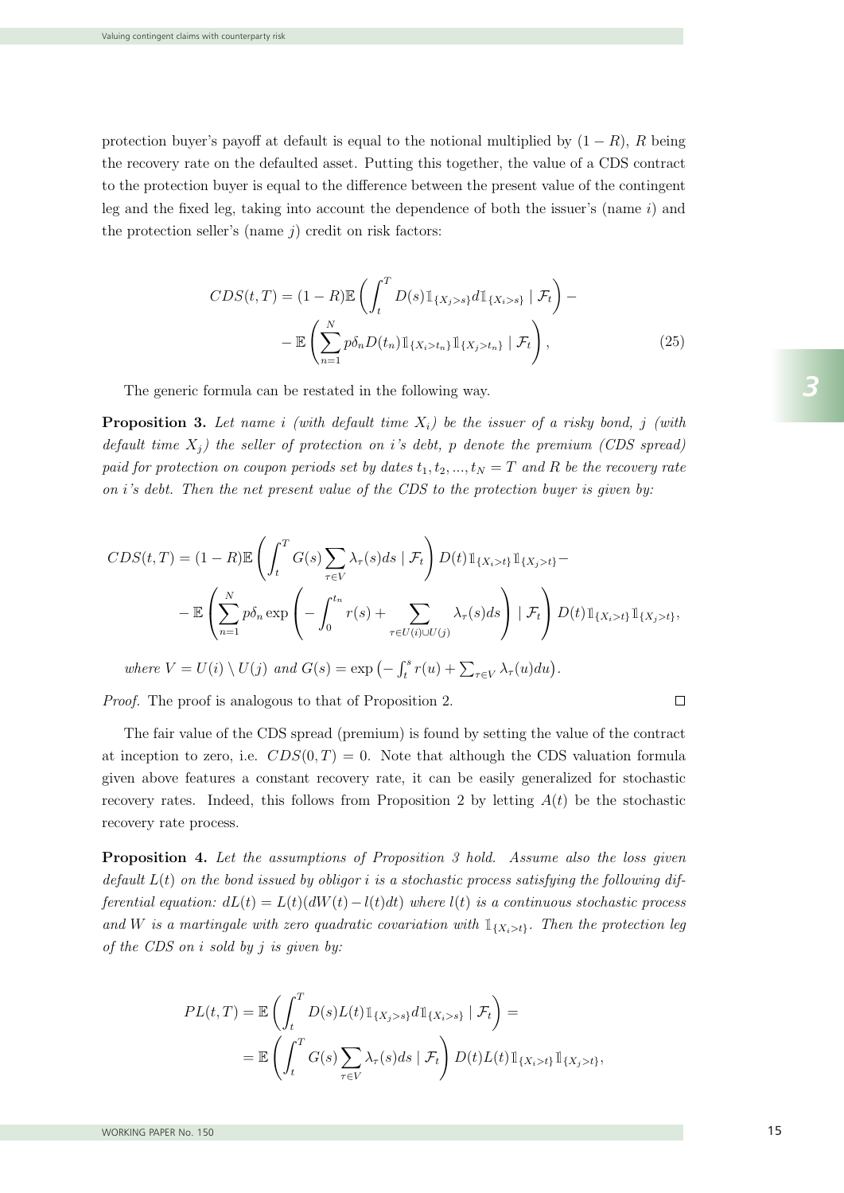protection buyer's payoff at default is equal to the notional multiplied by $(1-R)$, $R$ being the recovery rate on the defaulted asset. Putting this together, the value of a CDS contract to the protection buyer is equal to the difference between the present value of the contingent leg and the fixed leg, taking into account the dependence of both the issuer's (name $i$) and the protection seller's (name $j$) credit on risk factors:

$$
\begin{aligned}
CDS(t,T) = (1-R)\mathbb{E}\left(\int_t^T D(s)\mathbb{1}_{\{X_j>s\}}d\mathbb{1}_{\{X_i>s\}} \mid \mathcal{F}_t\right) - \\
- \mathbb{E}\left(\sum_{n=1}^{N} p\delta_n D(t_n)\mathbb{1}_{\{X_i>t_n\}}\mathbb{1}_{\{X_j>t_n\}} \mid \mathcal{F}_t\right),
\end{aligned}
\tag{25}
$$

The generic formula can be restated in the following way.

**Proposition 3.** *Let name $i$ (with default time $X_i$) be the issuer of a risky bond, $j$ (with default time $X_j$) the seller of protection on $i$'s debt, $p$ denote the premium (CDS spread) paid for protection on coupon periods set by dates $t_1, t_2, ..., t_N = T$ and $R$ be the recovery rate on $i$'s debt. Then the net present value of the CDS to the protection buyer is given by:*

$$
\begin{aligned}
CDS(t,T) = (1-R)\mathbb{E}\left(\int_t^T G(s)\sum_{\tau\in V}\lambda_\tau(s)ds \mid \mathcal{F}_t\right) D(t)\mathbb{1}_{\{X_i>t\}}\mathbb{1}_{\{X_j>t\}} - \\
- \mathbb{E}\left(\sum_{n=1}^{N} p\delta_n \exp\left(-\int_0^{t_n} r(s) + \sum_{\tau\in U(i)\cup U(j)}\lambda_\tau(s)ds\right) \mid \mathcal{F}_t\right) D(t)\mathbb{1}_{\{X_i>t\}}\mathbb{1}_{\{X_j>t\}},
\end{aligned}
$$

*where $V = U(i)\setminus U(j)$ and $G(s) = \exp\left(-\int_t^s r(u) + \sum_{\tau\in V}\lambda_\tau(u)du\right)$.*

*Proof.* The proof is analogous to that of Proposition 2. □

The fair value of the CDS spread (premium) is found by setting the value of the contract at inception to zero, i.e. $CDS(0,T) = 0$. Note that although the CDS valuation formula given above features a constant recovery rate, it can be easily generalized for stochastic recovery rates. Indeed, this follows from Proposition 2 by letting $A(t)$ be the stochastic recovery rate process.

**Proposition 4.** *Let the assumptions of Proposition 3 hold. Assume also the loss given default $L(t)$ on the bond issued by obligor $i$ is a stochastic process satisfying the following differential equation: $dL(t) = L(t)(dW(t) - l(t)dt)$ where $l(t)$ is a continuous stochastic process and $W$ is a martingale with zero quadratic covariation with $\mathbb{1}_{\{X_i>t\}}$. Then the protection leg of the CDS on $i$ sold by $j$ is given by:*

$$
\begin{aligned}
PL(t,T) &= \mathbb{E}\left(\int_t^T D(s)L(t)\mathbb{1}_{\{X_j>s\}}d\mathbb{1}_{\{X_i>s\}} \mid \mathcal{F}_t\right) = \\
&= \mathbb{E}\left(\int_t^T G(s)\sum_{\tau\in V}\lambda_\tau(s)ds \mid \mathcal{F}_t\right) D(t)L(t)\mathbb{1}_{\{X_i>t\}}\mathbb{1}_{\{X_j>t\}},
\end{aligned}
$$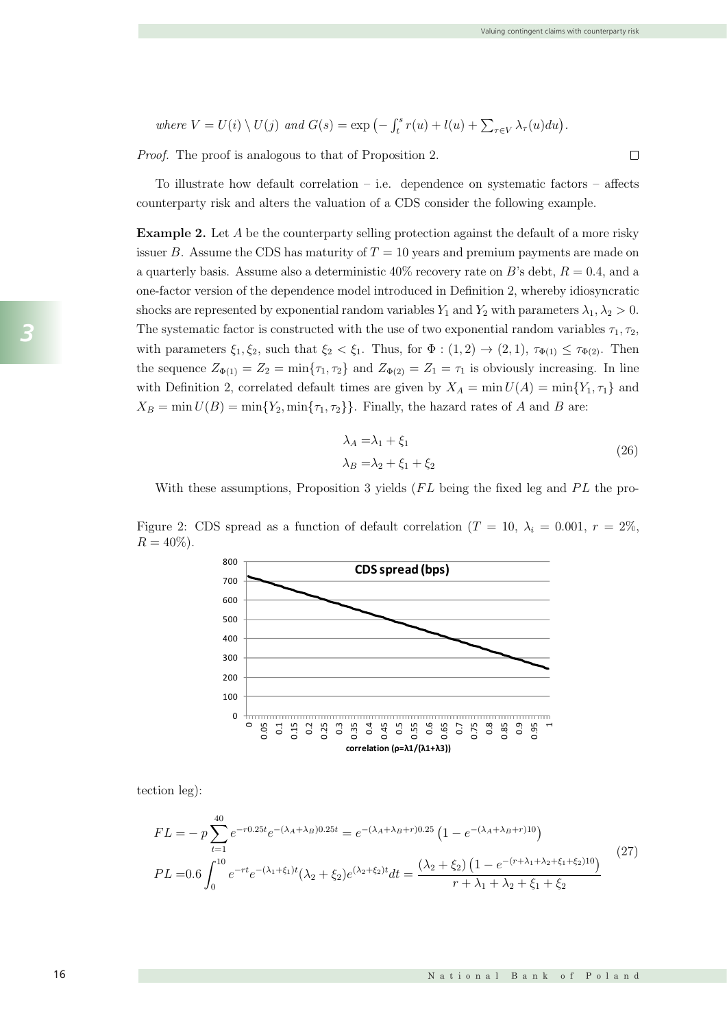*where* $V = U(i) \setminus U(j)$ *and* $G(s) = \exp\left(-\int_t^s r(u) + l(u) + \sum_{\tau \in V} \lambda_\tau(u) du\right)$.

*Proof.* The proof is analogous to that of Proposition 2. □

To illustrate how default correlation – i.e. dependence on systematic factors – affects counterparty risk and alters the valuation of a CDS consider the following example.

**Example 2.** Let $A$ be the counterparty selling protection against the default of a more risky issuer $B$. Assume the CDS has maturity of $T = 10$ years and premium payments are made on a quarterly basis. Assume also a deterministic 40% recovery rate on $B$'s debt, $R = 0.4$, and a one-factor version of the dependence model introduced in Definition 2, whereby idiosyncratic shocks are represented by exponential random variables $Y_1$ and $Y_2$ with parameters $\lambda_1, \lambda_2 > 0$. The systematic factor is constructed with the use of two exponential random variables $\tau_1, \tau_2$, with parameters $\xi_1, \xi_2$, such that $\xi_2 < \xi_1$. Thus, for $\Phi : (1, 2) \to (2, 1)$, $\tau_{\Phi(1)} \leq \tau_{\Phi(2)}$. Then the sequence $Z_{\Phi(1)} = Z_2 = \min\{\tau_1, \tau_2\}$ and $Z_{\Phi(2)} = Z_1 = \tau_1$ is obviously increasing. In line with Definition 2, correlated default times are given by $X_A = \min U(A) = \min\{Y_1, \tau_1\}$ and $X_B = \min U(B) = \min\{Y_2, \min\{\tau_1, \tau_2\}\}$. Finally, the hazard rates of $A$ and $B$ are:

$$
\begin{aligned}
\lambda_A &= \lambda_1 + \xi_1 \\
\lambda_B &= \lambda_2 + \xi_1 + \xi_2
\end{aligned}
\tag{26}
$$

With these assumptions, Proposition 3 yields ($FL$ being the fixed leg and $PL$ the protection leg):

Figure 2: CDS spread as a function of default correlation ($T = 10$, $\lambda_i = 0.001$, $r = 2\%$, $R = 40\%$).

$$
\begin{aligned}
FL &= -p \sum_{t=1}^{40} e^{-r0.25t} e^{-(\lambda_A+\lambda_B)0.25t} = e^{-(\lambda_A+\lambda_B+r)0.25}\left(1 - e^{-(\lambda_A+\lambda_B+r)10}\right) \\
PL &= 0.6 \int_0^{10} e^{-rt} e^{-(\lambda_1+\xi_1)t} (\lambda_2 + \xi_2) e^{(\lambda_2+\xi_2)t} dt = \frac{(\lambda_2 + \xi_2)\left(1 - e^{-(r+\lambda_1+\lambda_2+\xi_1+\xi_2)10}\right)}{r + \lambda_1 + \lambda_2 + \xi_1 + \xi_2}
\end{aligned}
\tag{27}
$$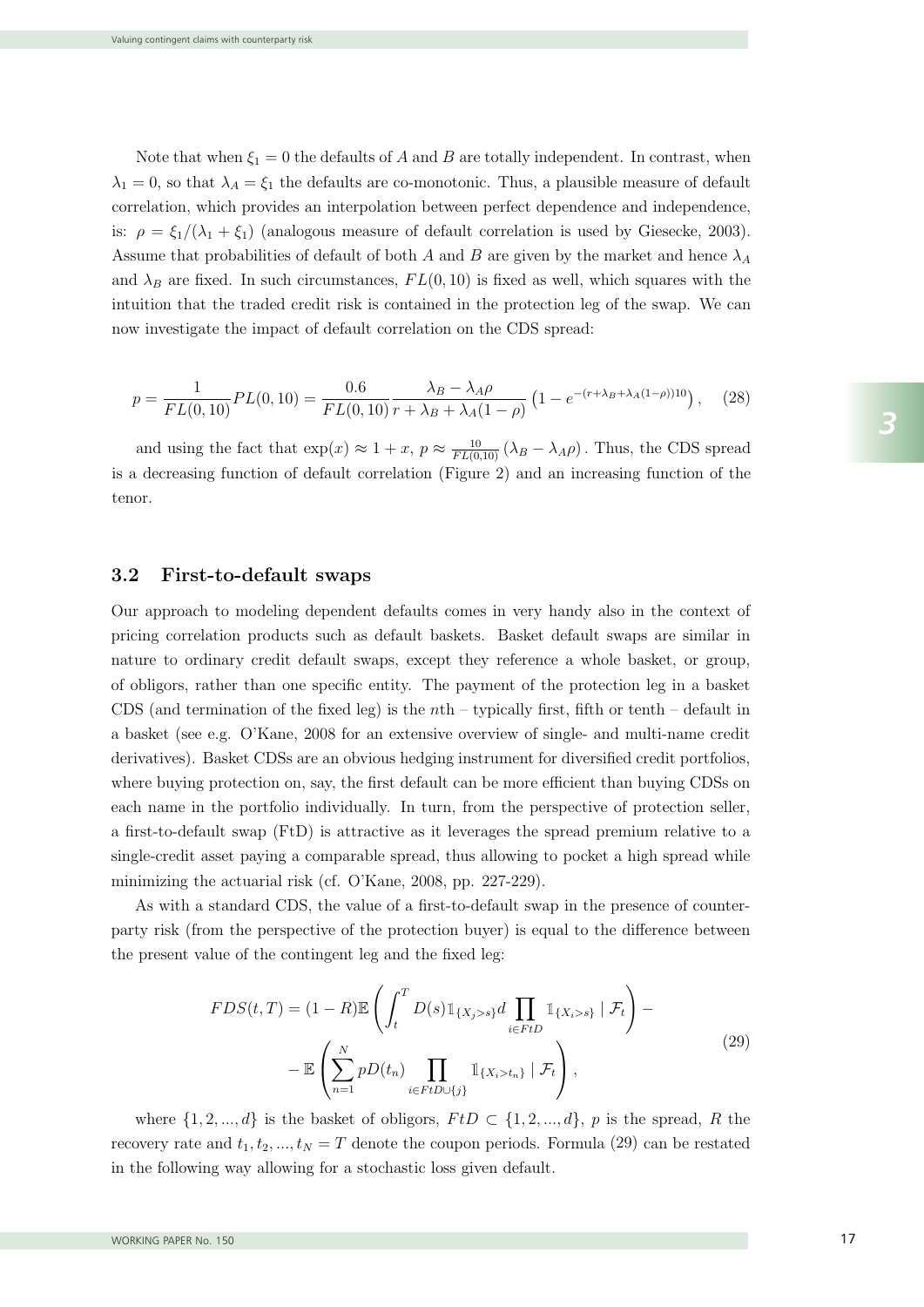Note that when $\xi_1 = 0$ the defaults of $A$ and $B$ are totally independent. In contrast, when $\lambda_1 = 0$, so that $\lambda_A = \xi_1$ the defaults are co-monotonic. Thus, a plausible measure of default correlation, which provides an interpolation between perfect dependence and independence, is: $\rho = \xi_1/(\lambda_1 + \xi_1)$ (analogous measure of default correlation is used by Giesecke, 2003). Assume that probabilities of default of both $A$ and $B$ are given by the market and hence $\lambda_A$ and $\lambda_B$ are fixed. In such circumstances, $FL(0, 10)$ is fixed as well, which squares with the intuition that the traded credit risk is contained in the protection leg of the swap. We can now investigate the impact of default correlation on the CDS spread:

$$
p = \frac{1}{FL(0,10)} PL(0,10) = \frac{0.6}{FL(0,10)} \frac{\lambda_B - \lambda_A \rho}{r + \lambda_B + \lambda_A(1-\rho)} \left(1 - e^{-(r+\lambda_B+\lambda_A(1-\rho))10}\right), \quad (28)
$$

and using the fact that $\exp(x) \approx 1 + x$, $p \approx \frac{10}{FL(0,10)} (\lambda_B - \lambda_A \rho)$. Thus, the CDS spread is a decreasing function of default correlation (Figure 2) and an increasing function of the tenor.

### 3.2 First-to-default swaps

Our approach to modeling dependent defaults comes in very handy also in the context of pricing correlation products such as default baskets. Basket default swaps are similar in nature to ordinary credit default swaps, except they reference a whole basket, or group, of obligors, rather than one specific entity. The payment of the protection leg in a basket CDS (and termination of the fixed leg) is the $n$th – typically first, fifth or tenth – default in a basket (see e.g. O'Kane, 2008 for an extensive overview of single- and multi-name credit derivatives). Basket CDSs are an obvious hedging instrument for diversified credit portfolios, where buying protection on, say, the first default can be more efficient than buying CDSs on each name in the portfolio individually. In turn, from the perspective of protection seller, a first-to-default swap (FtD) is attractive as it leverages the spread premium relative to a single-credit asset paying a comparable spread, thus allowing to pocket a high spread while minimizing the actuarial risk (cf. O'Kane, 2008, pp. 227-229).

As with a standard CDS, the value of a first-to-default swap in the presence of counterparty risk (from the perspective of the protection buyer) is equal to the difference between the present value of the contingent leg and the fixed leg:

$$
\begin{aligned}
FDS(t,T) = (1-R)\mathbb{E}\left(\int_t^T D(s)\mathbb{1}_{\{X_j>s\}} d\prod_{i\in FtD}\mathbb{1}_{\{X_i>s\}} \mid \mathcal{F}_t\right) - \\
- \mathbb{E}\left(\sum_{n=1}^{N} pD(t_n)\prod_{i\in FtD\cup\{j\}}\mathbb{1}_{\{X_i>t_n\}} \mid \mathcal{F}_t\right),
\end{aligned} \quad (29)
$$

where $\{1, 2, ..., d\}$ is the basket of obligors, $FtD \subset \{1, 2, ..., d\}$, $p$ is the spread, $R$ the recovery rate and $t_1, t_2, ..., t_N = T$ denote the coupon periods. Formula (29) can be restated in the following way allowing for a stochastic loss given default.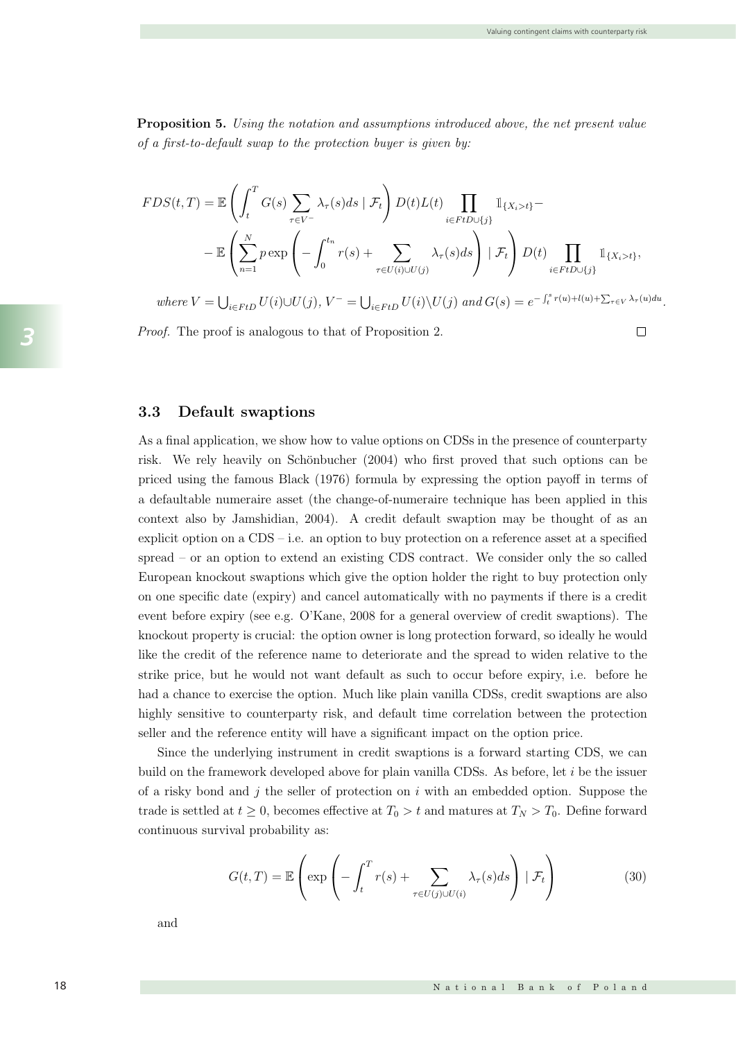**Proposition 5.** *Using the notation and assumptions introduced above, the net present value of a first-to-default swap to the protection buyer is given by:*

$$
\begin{aligned}
FDS(t,T) = & \mathbb{E}\left(\int_t^T G(s) \sum_{\tau \in V^-} \lambda_\tau(s) ds \mid \mathcal{F}_t\right) D(t) L(t) \prod_{i \in FtD \cup \{j\}} \mathbb{1}_{\{X_i > t\}} - \\
& - \mathbb{E}\left(\sum_{n=1}^{N} p \exp\left(-\int_0^{t_n} r(s) + \sum_{\tau \in U(i) \cup U(j)} \lambda_\tau(s) ds\right) \mid \mathcal{F}_t\right) D(t) \prod_{i \in FtD \cup \{j\}} \mathbb{1}_{\{X_i > t\}},
\end{aligned}
$$

*where* $V = \bigcup_{i \in FtD} U(i) \cup U(j)$, $V^- = \bigcup_{i \in FtD} U(i) \setminus U(j)$ *and* $G(s) = e^{-\int_t^s r(u) + l(u) + \sum_{\tau \in V} \lambda_\tau(u) du}$.

*Proof.* The proof is analogous to that of Proposition 2. □

### 3.3 Default swaptions

As a final application, we show how to value options on CDSs in the presence of counterparty risk. We rely heavily on Schönbucher (2004) who first proved that such options can be priced using the famous Black (1976) formula by expressing the option payoff in terms of a defaultable numeraire asset (the change-of-numeraire technique has been applied in this context also by Jamshidian, 2004). A credit default swaption may be thought of as an explicit option on a CDS – i.e. an option to buy protection on a reference asset at a specified spread – or an option to extend an existing CDS contract. We consider only the so called European knockout swaptions which give the option holder the right to buy protection only on one specific date (expiry) and cancel automatically with no payments if there is a credit event before expiry (see e.g. O'Kane, 2008 for a general overview of credit swaptions). The knockout property is crucial: the option owner is long protection forward, so ideally he would like the credit of the reference name to deteriorate and the spread to widen relative to the strike price, but he would not want default as such to occur before expiry, i.e. before he had a chance to exercise the option. Much like plain vanilla CDSs, credit swaptions are also highly sensitive to counterparty risk, and default time correlation between the protection seller and the reference entity will have a significant impact on the option price.

Since the underlying instrument in credit swaptions is a forward starting CDS, we can build on the framework developed above for plain vanilla CDSs. As before, let $i$ be the issuer of a risky bond and $j$ the seller of protection on $i$ with an embedded option. Suppose the trade is settled at $t \geq 0$, becomes effective at $T_0 > t$ and matures at $T_N > T_0$. Define forward continuous survival probability as:

$$
G(t,T) = \mathbb{E}\left(\exp\left(-\int_t^T r(s) + \sum_{\tau \in U(j) \cup U(i)} \lambda_\tau(s) ds\right) \mid \mathcal{F}_t\right) \tag{30}
$$

and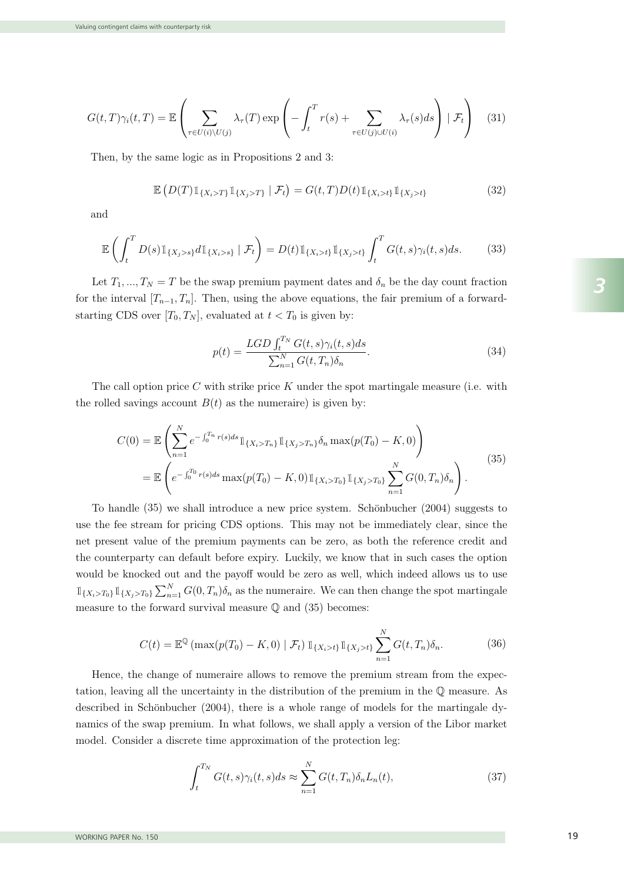$$G(t,T)\gamma_i(t,T) = \mathbb{E}\left(\sum_{\tau\in U(i)\setminus U(j)} \lambda_\tau(T) \exp\left(-\int_t^T r(s) + \sum_{\tau\in U(j)\cup U(i)} \lambda_\tau(s)ds\right) \mid \mathcal{F}_t\right) \quad (31)$$

Then, by the same logic as in Propositions 2 and 3:

$$\mathbb{E}\left(D(T)\mathbb{1}_{\{X_i>T\}}\mathbb{1}_{\{X_j>T\}} \mid \mathcal{F}_t\right) = G(t,T)D(t)\mathbb{1}_{\{X_i>t\}}\mathbb{1}_{\{X_j>t\}} \quad (32)$$

and

$$\mathbb{E}\left(\int_t^T D(s)\mathbb{1}_{\{X_j>s\}}d\mathbb{1}_{\{X_i>s\}} \mid \mathcal{F}_t\right) = D(t)\mathbb{1}_{\{X_i>t\}}\mathbb{1}_{\{X_j>t\}}\int_t^T G(t,s)\gamma_i(t,s)ds. \quad (33)$$

Let $T_1, ..., T_N = T$ be the swap premium payment dates and $\delta_n$ be the day count fraction for the interval $[T_{n-1}, T_n]$. Then, using the above equations, the fair premium of a forward-starting CDS over $[T_0, T_N]$, evaluated at $t < T_0$ is given by:

$$p(t) = \frac{LGD\int_t^{T_N} G(t,s)\gamma_i(t,s)ds}{\sum_{n=1}^N G(t,T_n)\delta_n}. \quad (34)$$

The call option price $C$ with strike price $K$ under the spot martingale measure (i.e. with the rolled savings account $B(t)$ as the numeraire) is given by:

$$\begin{aligned} C(0) &= \mathbb{E}\left(\sum_{n=1}^N e^{-\int_0^{T_n} r(s)ds}\mathbb{1}_{\{X_i>T_n\}}\mathbb{1}_{\{X_j>T_n\}}\delta_n \max(p(T_0)-K,0)\right) \\ &= \mathbb{E}\left(e^{-\int_0^{T_0} r(s)ds}\max(p(T_0)-K,0)\mathbb{1}_{\{X_i>T_0\}}\mathbb{1}_{\{X_j>T_0\}}\sum_{n=1}^N G(0,T_n)\delta_n\right). \end{aligned} \quad (35)$$

To handle (35) we shall introduce a new price system. Schönbucher (2004) suggests to use the fee stream for pricing CDS options. This may not be immediately clear, since the net present value of the premium payments can be zero, as both the reference credit and the counterparty can default before expiry. Luckily, we know that in such cases the option would be knocked out and the payoff would be zero as well, which indeed allows us to use $\mathbb{1}_{\{X_i>T_0\}}\mathbb{1}_{\{X_j>T_0\}}\sum_{n=1}^N G(0,T_n)\delta_n$ as the numeraire. We can then change the spot martingale measure to the forward survival measure $\mathbb{Q}$ and (35) becomes:

$$C(t) = \mathbb{E}^{\mathbb{Q}}\left(\max(p(T_0)-K,0) \mid \mathcal{F}_t\right)\mathbb{1}_{\{X_i>t\}}\mathbb{1}_{\{X_j>t\}}\sum_{n=1}^N G(t,T_n)\delta_n. \quad (36)$$

Hence, the change of numeraire allows to remove the premium stream from the expectation, leaving all the uncertainty in the distribution of the premium in the $\mathbb{Q}$ measure. As described in Schönbucher (2004), there is a whole range of models for the martingale dynamics of the swap premium. In what follows, we shall apply a version of the Libor market model. Consider a discrete time approximation of the protection leg:

$$\int_t^{T_N} G(t,s)\gamma_i(t,s)ds \approx \sum_{n=1}^N G(t,T_n)\delta_n L_n(t), \quad (37)$$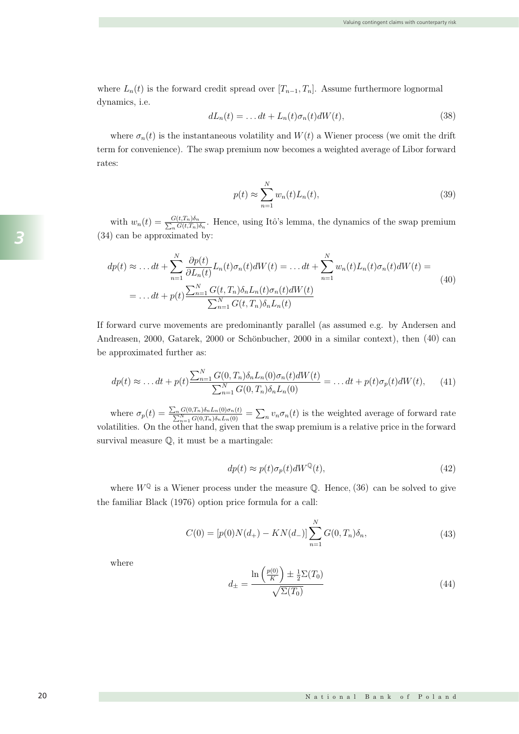where $L_n(t)$ is the forward credit spread over $[T_{n-1}, T_n]$. Assume furthermore lognormal dynamics, i.e.

$$dL_n(t) = \ldots dt + L_n(t)\sigma_n(t)dW(t), \tag{38}$$

where $\sigma_n(t)$ is the instantaneous volatility and $W(t)$ a Wiener process (we omit the drift term for convenience). The swap premium now becomes a weighted average of Libor forward rates:

$$p(t) \approx \sum_{n=1}^{N} w_n(t) L_n(t), \tag{39}$$

with $w_n(t) = \frac{G(t,T_n)\delta_n}{\sum_n G(t,T_n)\delta_n}$. Hence, using Itô's lemma, the dynamics of the swap premium (34) can be approximated by:

$$\begin{aligned} dp(t) &\approx \ldots dt + \sum_{n=1}^{N} \frac{\partial p(t)}{\partial L_n(t)} L_n(t)\sigma_n(t)dW(t) = \ldots dt + \sum_{n=1}^{N} w_n(t)L_n(t)\sigma_n(t)dW(t) = \\ &= \ldots dt + p(t)\frac{\sum_{n=1}^{N} G(t,T_n)\delta_n L_n(t)\sigma_n(t)dW(t)}{\sum_{n=1}^{N} G(t,T_n)\delta_n L_n(t)} \end{aligned} \tag{40}$$

If forward curve movements are predominantly parallel (as assumed e.g. by Andersen and Andreasen, 2000, Gatarek, 2000 or Schönbucher, 2000 in a similar context), then (40) can be approximated further as:

$$dp(t) \approx \ldots dt + p(t)\frac{\sum_{n=1}^{N} G(0,T_n)\delta_n L_n(0)\sigma_n(t)dW(t)}{\sum_{n=1}^{N} G(0,T_n)\delta_n L_n(0)} = \ldots dt + p(t)\sigma_p(t)dW(t), \tag{41}$$

where $\sigma_p(t) = \frac{\sum_n G(0,T_n)\delta_n L_n(0)\sigma_n(t)}{\sum_{n=1}^{N} G(0,T_n)\delta_n L_n(0)} = \sum_n v_n \sigma_n(t)$ is the weighted average of forward rate volatilities. On the other hand, given that the swap premium is a relative price in the forward survival measure $\mathbb{Q}$, it must be a martingale:

$$dp(t) \approx p(t)\sigma_p(t)dW^{\mathbb{Q}}(t), \tag{42}$$

where $W^{\mathbb{Q}}$ is a Wiener process under the measure $\mathbb{Q}$. Hence, (36) can be solved to give the familiar Black (1976) option price formula for a call:

$$C(0) = \left[p(0)N(d_+) - KN(d_-)\right] \sum_{n=1}^{N} G(0,T_n)\delta_n, \tag{43}$$

where

$$d_{\pm} = \frac{\ln\left(\frac{p(0)}{K}\right) \pm \frac{1}{2}\Sigma(T_0)}{\sqrt{\Sigma(T_0)}} \tag{44}$$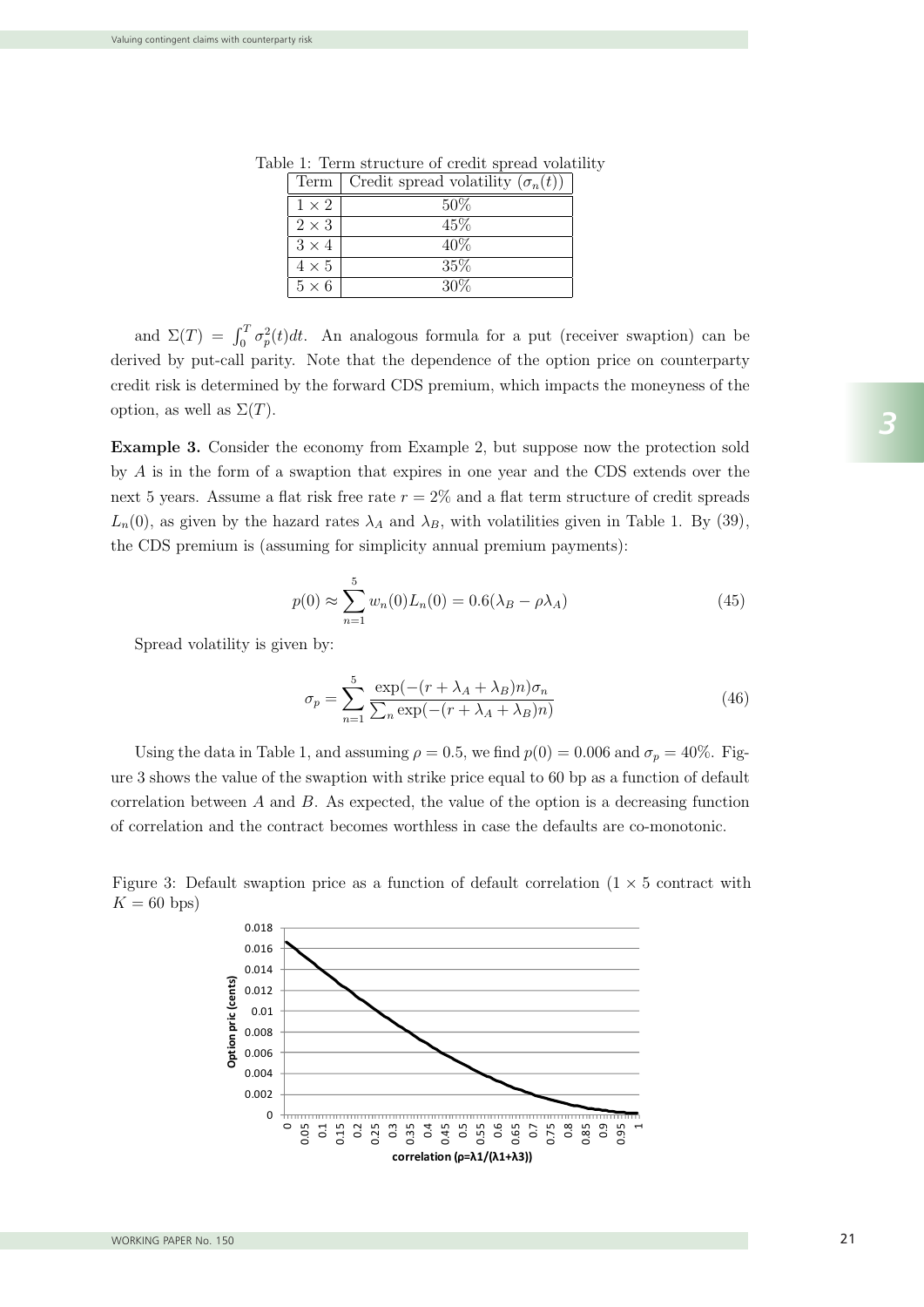Table 1: Term structure of credit spread volatility

| Term | Credit spread volatility ($\sigma_n(t)$) |
|---|---|
| $1 \times 2$ | 50% |
| $2 \times 3$ | 45% |
| $3 \times 4$ | 40% |
| $4 \times 5$ | 35% |
| $5 \times 6$ | 30% |

and $\Sigma(T) = \int_0^T \sigma_p^2(t)dt$. An analogous formula for a put (receiver swaption) can be derived by put-call parity. Note that the dependence of the option price on counterparty credit risk is determined by the forward CDS premium, which impacts the moneyness of the option, as well as $\Sigma(T)$.

**Example 3.** Consider the economy from Example 2, but suppose now the protection sold by $A$ is in the form of a swaption that expires in one year and the CDS extends over the next 5 years. Assume a flat risk free rate $r = 2\%$ and a flat term structure of credit spreads $L_n(0)$, as given by the hazard rates $\lambda_A$ and $\lambda_B$, with volatilities given in Table 1. By (39), the CDS premium is (assuming for simplicity annual premium payments):

$$p(0) \approx \sum_{n=1}^{5} w_n(0)L_n(0) = 0.6(\lambda_B - \rho\lambda_A) \tag{45}$$

Spread volatility is given by:

$$\sigma_p = \sum_{n=1}^{5} \frac{\exp(-(r+\lambda_A+\lambda_B)n)\sigma_n}{\sum_n \exp(-(r+\lambda_A+\lambda_B)n)} \tag{46}$$

Using the data in Table 1, and assuming $\rho = 0.5$, we find $p(0) = 0.006$ and $\sigma_p = 40\%$. Figure 3 shows the value of the swaption with strike price equal to 60 bp as a function of default correlation between $A$ and $B$. As expected, the value of the option is a decreasing function of correlation and the contract becomes worthless in case the defaults are co-monotonic.

Figure 3: Default swaption price as a function of default correlation ($1 \times 5$ contract with $K = 60$ bps)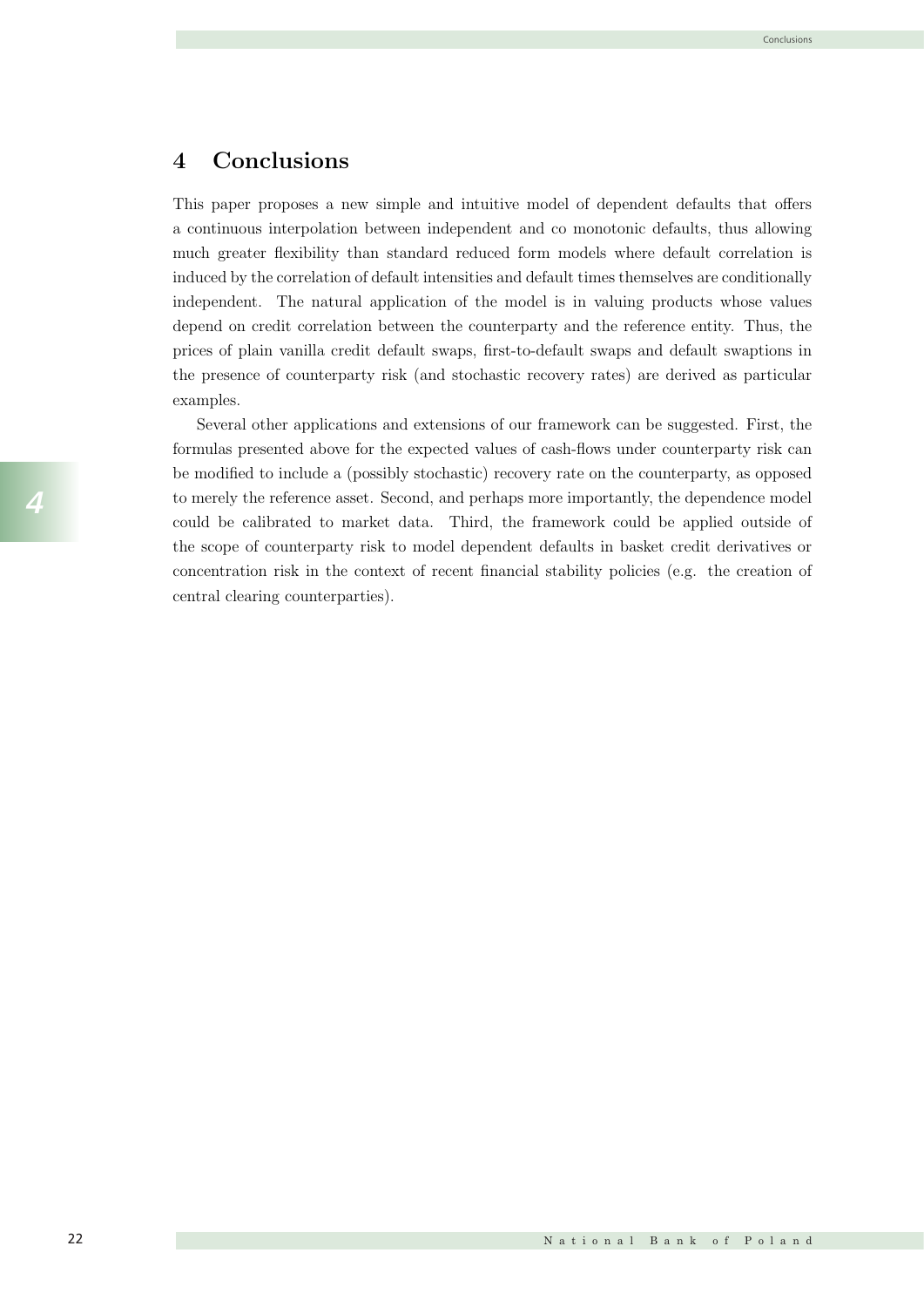# 4 Conclusions

This paper proposes a new simple and intuitive model of dependent defaults that offers a continuous interpolation between independent and co monotonic defaults, thus allowing much greater flexibility than standard reduced form models where default correlation is induced by the correlation of default intensities and default times themselves are conditionally independent. The natural application of the model is in valuing products whose values depend on credit correlation between the counterparty and the reference entity. Thus, the prices of plain vanilla credit default swaps, first-to-default swaps and default swaptions in the presence of counterparty risk (and stochastic recovery rates) are derived as particular examples.

Several other applications and extensions of our framework can be suggested. First, the formulas presented above for the expected values of cash-flows under counterparty risk can be modified to include a (possibly stochastic) recovery rate on the counterparty, as opposed to merely the reference asset. Second, and perhaps more importantly, the dependence model could be calibrated to market data. Third, the framework could be applied outside of the scope of counterparty risk to model dependent defaults in basket credit derivatives or concentration risk in the context of recent financial stability policies (e.g. the creation of central clearing counterparties).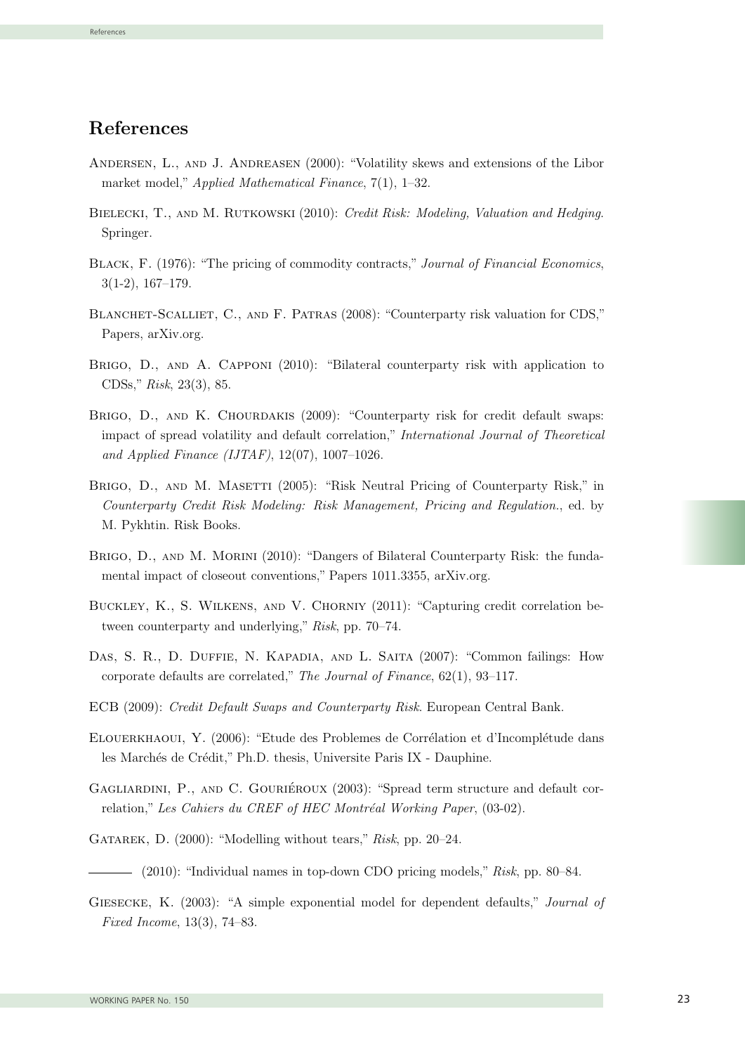# References

Andersen, L., and J. Andreasen (2000): "Volatility skews and extensions of the Libor market model," *Applied Mathematical Finance*, 7(1), 1–32.

Bielecki, T., and M. Rutkowski (2010): *Credit Risk: Modeling, Valuation and Hedging*. Springer.

Black, F. (1976): "The pricing of commodity contracts," *Journal of Financial Economics*, 3(1-2), 167–179.

Blanchet-Scalliet, C., and F. Patras (2008): "Counterparty risk valuation for CDS," Papers, arXiv.org.

Brigo, D., and A. Capponi (2010): "Bilateral counterparty risk with application to CDSs," *Risk*, 23(3), 85.

Brigo, D., and K. Chourdakis (2009): "Counterparty risk for credit default swaps: impact of spread volatility and default correlation," *International Journal of Theoretical and Applied Finance (IJTAF)*, 12(07), 1007–1026.

Brigo, D., and M. Masetti (2005): "Risk Neutral Pricing of Counterparty Risk," in *Counterparty Credit Risk Modeling: Risk Management, Pricing and Regulation.*, ed. by M. Pykhtin. Risk Books.

Brigo, D., and M. Morini (2010): "Dangers of Bilateral Counterparty Risk: the fundamental impact of closeout conventions," Papers 1011.3355, arXiv.org.

Buckley, K., S. Wilkens, and V. Chorniy (2011): "Capturing credit correlation between counterparty and underlying," *Risk*, pp. 70–74.

Das, S. R., D. Duffie, N. Kapadia, and L. Saita (2007): "Common failings: How corporate defaults are correlated," *The Journal of Finance*, 62(1), 93–117.

ECB (2009): *Credit Default Swaps and Counterparty Risk*. European Central Bank.

Elouerkhaoui, Y. (2006): "Etude des Problemes de Corrélation et d'Incomplétude dans les Marchés de Crédit," Ph.D. thesis, Universite Paris IX - Dauphine.

Gagliardini, P., and C. Gouriéroux (2003): "Spread term structure and default correlation," *Les Cahiers du CREF of HEC Montréal Working Paper*, (03-02).

Gatarek, D. (2000): "Modelling without tears," *Risk*, pp. 20–24.

——— (2010): "Individual names in top-down CDO pricing models," *Risk*, pp. 80–84.

Giesecke, K. (2003): "A simple exponential model for dependent defaults," *Journal of Fixed Income*, 13(3), 74–83.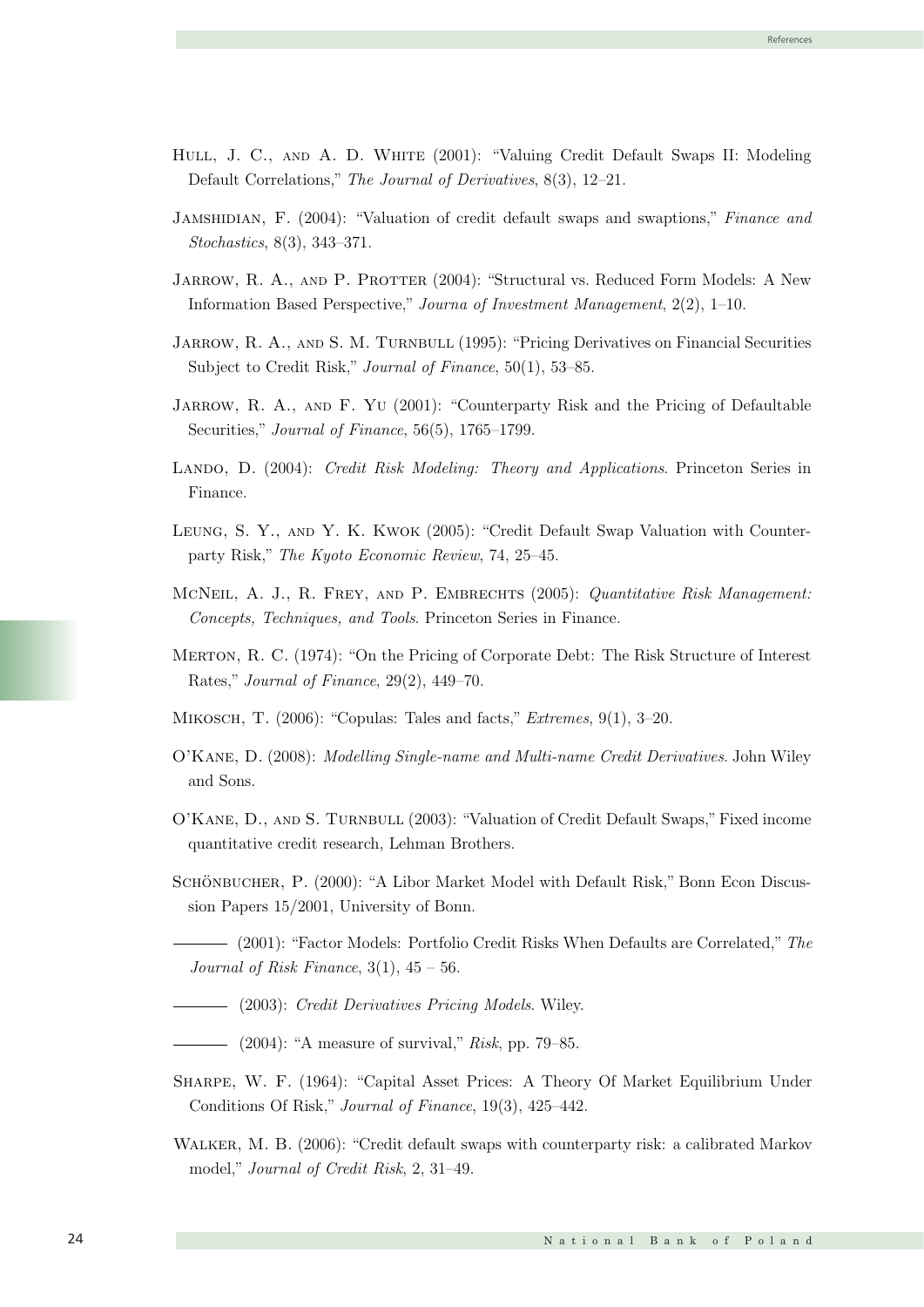Hull, J. C., and A. D. White (2001): "Valuing Credit Default Swaps II: Modeling Default Correlations," *The Journal of Derivatives*, 8(3), 12–21.

Jamshidian, F. (2004): "Valuation of credit default swaps and swaptions," *Finance and Stochastics*, 8(3), 343–371.

Jarrow, R. A., and P. Protter (2004): "Structural vs. Reduced Form Models: A New Information Based Perspective," *Journa of Investment Management*, 2(2), 1–10.

Jarrow, R. A., and S. M. Turnbull (1995): "Pricing Derivatives on Financial Securities Subject to Credit Risk," *Journal of Finance*, 50(1), 53–85.

Jarrow, R. A., and F. Yu (2001): "Counterparty Risk and the Pricing of Defaultable Securities," *Journal of Finance*, 56(5), 1765–1799.

Lando, D. (2004): *Credit Risk Modeling: Theory and Applications*. Princeton Series in Finance.

Leung, S. Y., and Y. K. Kwok (2005): "Credit Default Swap Valuation with Counterparty Risk," *The Kyoto Economic Review*, 74, 25–45.

McNeil, A. J., R. Frey, and P. Embrechts (2005): *Quantitative Risk Management: Concepts, Techniques, and Tools*. Princeton Series in Finance.

Merton, R. C. (1974): "On the Pricing of Corporate Debt: The Risk Structure of Interest Rates," *Journal of Finance*, 29(2), 449–70.

Mikosch, T. (2006): "Copulas: Tales and facts," *Extremes*, 9(1), 3–20.

O'Kane, D. (2008): *Modelling Single-name and Multi-name Credit Derivatives*. John Wiley and Sons.

O'Kane, D., and S. Turnbull (2003): "Valuation of Credit Default Swaps," Fixed income quantitative credit research, Lehman Brothers.

Schönbucher, P. (2000): "A Libor Market Model with Default Risk," Bonn Econ Discussion Papers 15/2001, University of Bonn.

——— (2001): "Factor Models: Portfolio Credit Risks When Defaults are Correlated," *The Journal of Risk Finance*, 3(1), 45 – 56.

——— (2003): *Credit Derivatives Pricing Models*. Wiley.

——— (2004): "A measure of survival," *Risk*, pp. 79–85.

Sharpe, W. F. (1964): "Capital Asset Prices: A Theory Of Market Equilibrium Under Conditions Of Risk," *Journal of Finance*, 19(3), 425–442.

Walker, M. B. (2006): "Credit default swaps with counterparty risk: a calibrated Markov model," *Journal of Credit Risk*, 2, 31–49.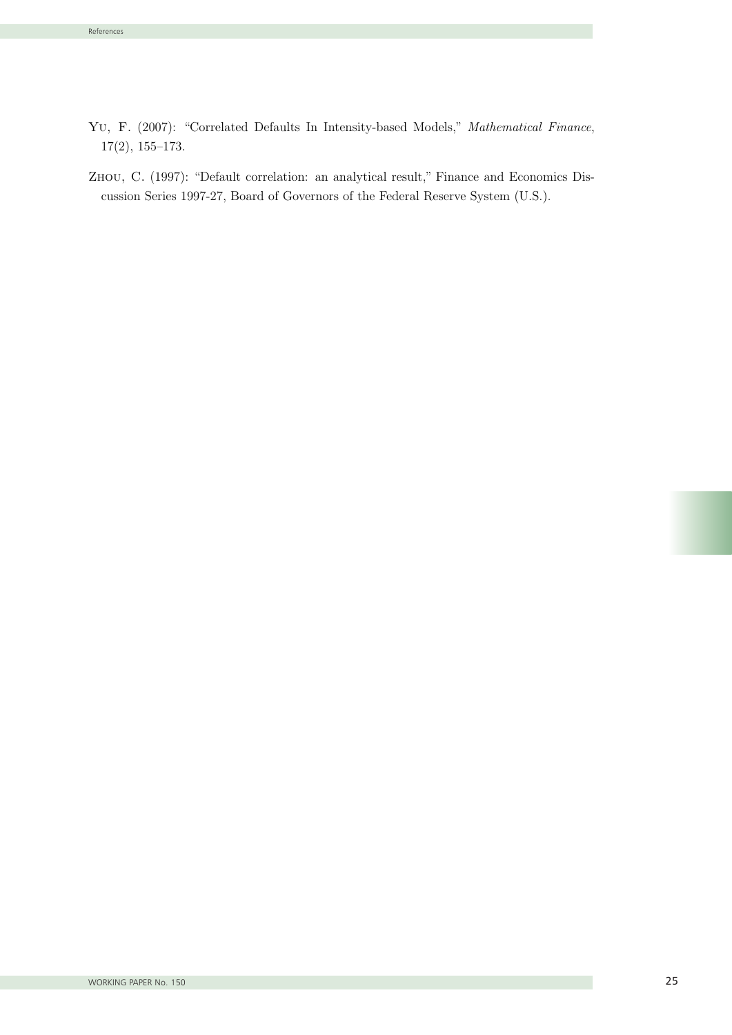Yu, F. (2007): "Correlated Defaults In Intensity-based Models," *Mathematical Finance*, 17(2), 155–173.

Zhou, C. (1997): "Default correlation: an analytical result," Finance and Economics Discussion Series 1997-27, Board of Governors of the Federal Reserve System (U.S.).